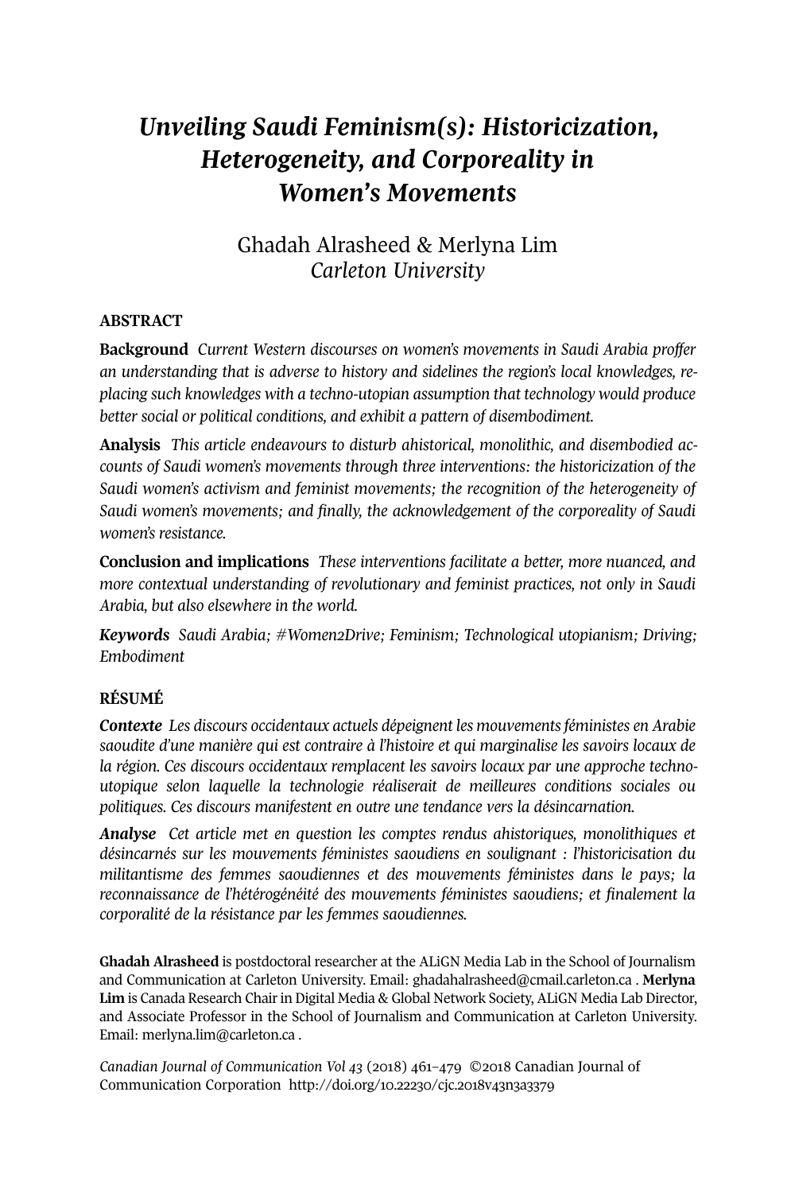# *Unveiling Saudi Feminism(s): Historicization, Heterogeneity, and Corporeality in Women's Movements*

Ghadah Alrasheed & Merlyna Lim
*Carleton University*

## ABSTRACT

**Background** *Current Western discourses on women's movements in Saudi Arabia proffer an understanding that is adverse to history and sidelines the region's local knowledges, replacing such knowledges with a techno-utopian assumption that technology would produce better social or political conditions, and exhibit a pattern of disembodiment.*

**Analysis** *This article endeavours to disturb ahistorical, monolithic, and disembodied accounts of Saudi women's movements through three interventions: the historicization of the Saudi women's activism and feminist movements; the recognition of the heterogeneity of Saudi women's movements; and finally, the acknowledgement of the corporeality of Saudi women's resistance.*

**Conclusion and implications** *These interventions facilitate a better, more nuanced, and more contextual understanding of revolutionary and feminist practices, not only in Saudi Arabia, but also elsewhere in the world.*

***Keywords*** *Saudi Arabia; #Women2Drive; Feminism; Technological utopianism; Driving; Embodiment*

## RÉSUMÉ

***Contexte*** *Les discours occidentaux actuels dépeignent les mouvements féministes en Arabie saoudite d'une manière qui est contraire à l'histoire et qui marginalise les savoirs locaux de la région. Ces discours occidentaux remplacent les savoirs locaux par une approche techno-utopique selon laquelle la technologie réaliserait de meilleures conditions sociales ou politiques. Ces discours manifestent en outre une tendance vers la désincarnation.*

***Analyse*** *Cet article met en question les comptes rendus ahistoriques, monolithiques et désincarnés sur les mouvements féministes saoudiens en soulignant : l'historicisation du militantisme des femmes saoudiennes et des mouvements féministes dans le pays; la reconnaissance de l'hétérogénéité des mouvements féministes saoudiens; et finalement la corporalité de la résistance par les femmes saoudiennes.*

**Ghadah Alrasheed** is postdoctoral researcher at the ALiGN Media Lab in the School of Journalism and Communication at Carleton University. Email: ghadahalrasheed@cmail.carleton.ca . **Merlyna Lim** is Canada Research Chair in Digital Media & Global Network Society, ALiGN Media Lab Director, and Associate Professor in the School of Journalism and Communication at Carleton University. Email: merlyna.lim@carleton.ca .

*Canadian Journal of Communication Vol 43* (2018) 461–479 ©2018 Canadian Journal of Communication Corporation http://doi.org/10.22230/cjc.2018v43n3a3379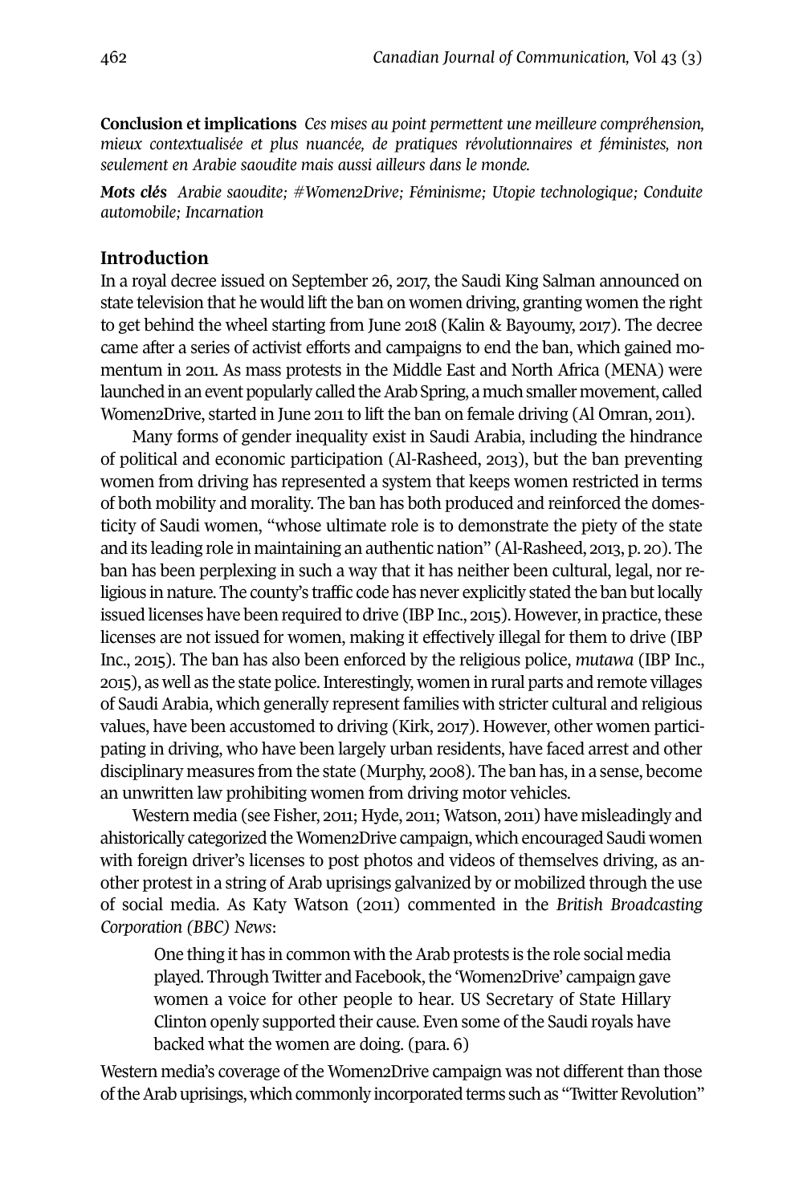**Conclusion et implications** *Ces mises au point permettent une meilleure compréhension, mieux contextualisée et plus nuancée, de pratiques révolutionnaires et féministes, non seulement en Arabie saoudite mais aussi ailleurs dans le monde.*

***Mots clés*** *Arabie saoudite; #Women2Drive; Féminisme; Utopie technologique; Conduite automobile; Incarnation*

## Introduction

In a royal decree issued on September 26, 2017, the Saudi King Salman announced on state television that he would lift the ban on women driving, granting women the right to get behind the wheel starting from June 2018 (Kalin & Bayoumy, 2017). The decree came after a series of activist efforts and campaigns to end the ban, which gained momentum in 2011. As mass protests in the Middle East and North Africa (MENA) were launched in an event popularly called the Arab Spring, a much smaller movement, called Women2Drive, started in June 2011 to lift the ban on female driving (Al Omran, 2011).

Many forms of gender inequality exist in Saudi Arabia, including the hindrance of political and economic participation (Al-Rasheed, 2013), but the ban preventing women from driving has represented a system that keeps women restricted in terms of both mobility and morality. The ban has both produced and reinforced the domesticity of Saudi women, "whose ultimate role is to demonstrate the piety of the state and its leading role in maintaining an authentic nation" (Al-Rasheed, 2013, p. 20). The ban has been perplexing in such a way that it has neither been cultural, legal, nor religious in nature. The county's traffic code has never explicitly stated the ban but locally issued licenses have been required to drive (IBP Inc., 2015). However, in practice, these licenses are not issued for women, making it effectively illegal for them to drive (IBP Inc., 2015). The ban has also been enforced by the religious police, *mutawa* (IBP Inc., 2015), as well as the state police. Interestingly, women in rural parts and remote villages of Saudi Arabia, which generally represent families with stricter cultural and religious values, have been accustomed to driving (Kirk, 2017). However, other women participating in driving, who have been largely urban residents, have faced arrest and other disciplinary measures from the state (Murphy, 2008). The ban has, in a sense, become an unwritten law prohibiting women from driving motor vehicles.

Western media (see Fisher, 2011; Hyde, 2011; Watson, 2011) have misleadingly and ahistorically categorized the Women2Drive campaign, which encouraged Saudi women with foreign driver's licenses to post photos and videos of themselves driving, as another protest in a string of Arab uprisings galvanized by or mobilized through the use of social media. As Katy Watson (2011) commented in the *British Broadcasting Corporation (BBC) News*:

> One thing it has in common with the Arab protests is the role social media played. Through Twitter and Facebook, the 'Women2Drive' campaign gave women a voice for other people to hear. US Secretary of State Hillary Clinton openly supported their cause. Even some of the Saudi royals have backed what the women are doing. (para. 6)

Western media's coverage of the Women2Drive campaign was not different than those of the Arab uprisings, which commonly incorporated terms such as "Twitter Revolution"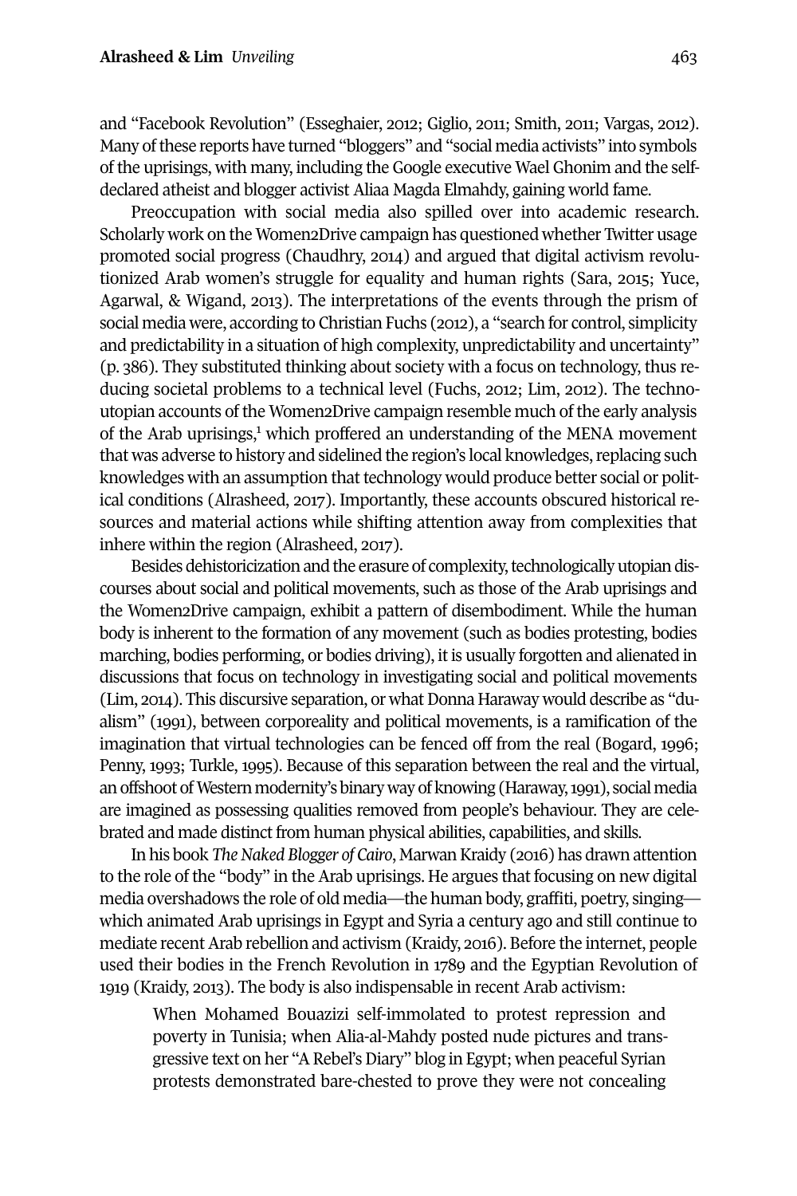and "Facebook Revolution" (Esseghaier, 2012; Giglio, 2011; Smith, 2011; Vargas, 2012). Many of these reports have turned "bloggers" and "social media activists" into symbols of the uprisings, with many, including the Google executive Wael Ghonim and the self-declared atheist and blogger activist Aliaa Magda Elmahdy, gaining world fame.

Preoccupation with social media also spilled over into academic research. Scholarly work on the Women2Drive campaign has questioned whether Twitter usage promoted social progress (Chaudhry, 2014) and argued that digital activism revolutionized Arab women's struggle for equality and human rights (Sara, 2015; Yuce, Agarwal, & Wigand, 2013). The interpretations of the events through the prism of social media were, according to Christian Fuchs (2012), a "search for control, simplicity and predictability in a situation of high complexity, unpredictability and uncertainty" (p. 386). They substituted thinking about society with a focus on technology, thus reducing societal problems to a technical level (Fuchs, 2012; Lim, 2012). The techno-utopian accounts of the Women2Drive campaign resemble much of the early analysis of the Arab uprisings,[1] which proffered an understanding of the MENA movement that was adverse to history and sidelined the region's local knowledges, replacing such knowledges with an assumption that technology would produce better social or political conditions (Alrasheed, 2017). Importantly, these accounts obscured historical resources and material actions while shifting attention away from complexities that inhere within the region (Alrasheed, 2017).

Besides dehistoricization and the erasure of complexity, technologically utopian discourses about social and political movements, such as those of the Arab uprisings and the Women2Drive campaign, exhibit a pattern of disembodiment. While the human body is inherent to the formation of any movement (such as bodies protesting, bodies marching, bodies performing, or bodies driving), it is usually forgotten and alienated in discussions that focus on technology in investigating social and political movements (Lim, 2014). This discursive separation, or what Donna Haraway would describe as "dualism" (1991), between corporeality and political movements, is a ramification of the imagination that virtual technologies can be fenced off from the real (Bogard, 1996; Penny, 1993; Turkle, 1995). Because of this separation between the real and the virtual, an offshoot of Western modernity's binary way of knowing (Haraway, 1991), social media are imagined as possessing qualities removed from people's behaviour. They are celebrated and made distinct from human physical abilities, capabilities, and skills.

In his book *The Naked Blogger of Cairo*, Marwan Kraidy (2016) has drawn attention to the role of the "body" in the Arab uprisings. He argues that focusing on new digital media overshadows the role of old media—the human body, graffiti, poetry, singing—which animated Arab uprisings in Egypt and Syria a century ago and still continue to mediate recent Arab rebellion and activism (Kraidy, 2016). Before the internet, people used their bodies in the French Revolution in 1789 and the Egyptian Revolution of 1919 (Kraidy, 2013). The body is also indispensable in recent Arab activism:

> When Mohamed Bouazizi self-immolated to protest repression and poverty in Tunisia; when Alia-al-Mahdy posted nude pictures and transgressive text on her "A Rebel's Diary" blog in Egypt; when peaceful Syrian protests demonstrated bare-chested to prove they were not concealing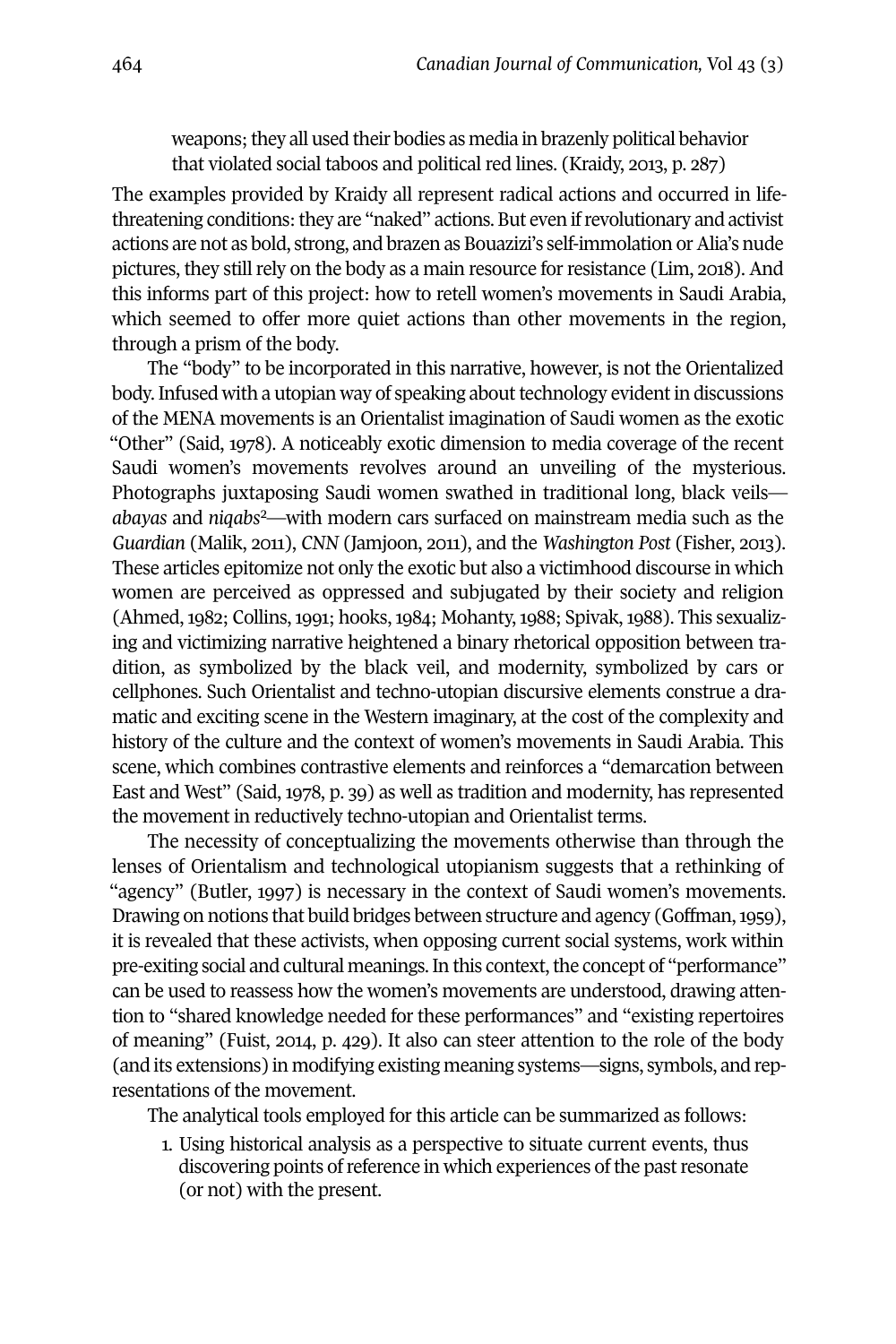> weapons; they all used their bodies as media in brazenly political behavior that violated social taboos and political red lines. (Kraidy, 2013, p. 287)

The examples provided by Kraidy all represent radical actions and occurred in life-threatening conditions: they are "naked" actions. But even if revolutionary and activist actions are not as bold, strong, and brazen as Bouazizi's self-immolation or Alia's nude pictures, they still rely on the body as a main resource for resistance (Lim, 2018). And this informs part of this project: how to retell women's movements in Saudi Arabia, which seemed to offer more quiet actions than other movements in the region, through a prism of the body.

The "body" to be incorporated in this narrative, however, is not the Orientalized body. Infused with a utopian way of speaking about technology evident in discussions of the MENA movements is an Orientalist imagination of Saudi women as the exotic "Other" (Said, 1978). A noticeably exotic dimension to media coverage of the recent Saudi women's movements revolves around an unveiling of the mysterious. Photographs juxtaposing Saudi women swathed in traditional long, black veils—*abayas* and *niqabs*[2]—with modern cars surfaced on mainstream media such as the *Guardian* (Malik, 2011), *CNN* (Jamjoon, 2011), and the *Washington Post* (Fisher, 2013). These articles epitomize not only the exotic but also a victimhood discourse in which women are perceived as oppressed and subjugated by their society and religion (Ahmed, 1982; Collins, 1991; hooks, 1984; Mohanty, 1988; Spivak, 1988). This sexualizing and victimizing narrative heightened a binary rhetorical opposition between tradition, as symbolized by the black veil, and modernity, symbolized by cars or cellphones. Such Orientalist and techno-utopian discursive elements construe a dramatic and exciting scene in the Western imaginary, at the cost of the complexity and history of the culture and the context of women's movements in Saudi Arabia. This scene, which combines contrastive elements and reinforces a "demarcation between East and West" (Said, 1978, p. 39) as well as tradition and modernity, has represented the movement in reductively techno-utopian and Orientalist terms.

The necessity of conceptualizing the movements otherwise than through the lenses of Orientalism and technological utopianism suggests that a rethinking of "agency" (Butler, 1997) is necessary in the context of Saudi women's movements. Drawing on notions that build bridges between structure and agency (Goffman, 1959), it is revealed that these activists, when opposing current social systems, work within pre-exiting social and cultural meanings. In this context, the concept of "performance" can be used to reassess how the women's movements are understood, drawing attention to "shared knowledge needed for these performances" and "existing repertoires of meaning" (Fuist, 2014, p. 429). It also can steer attention to the role of the body (and its extensions) in modifying existing meaning systems—signs, symbols, and representations of the movement.

The analytical tools employed for this article can be summarized as follows:

1. Using historical analysis as a perspective to situate current events, thus discovering points of reference in which experiences of the past resonate (or not) with the present.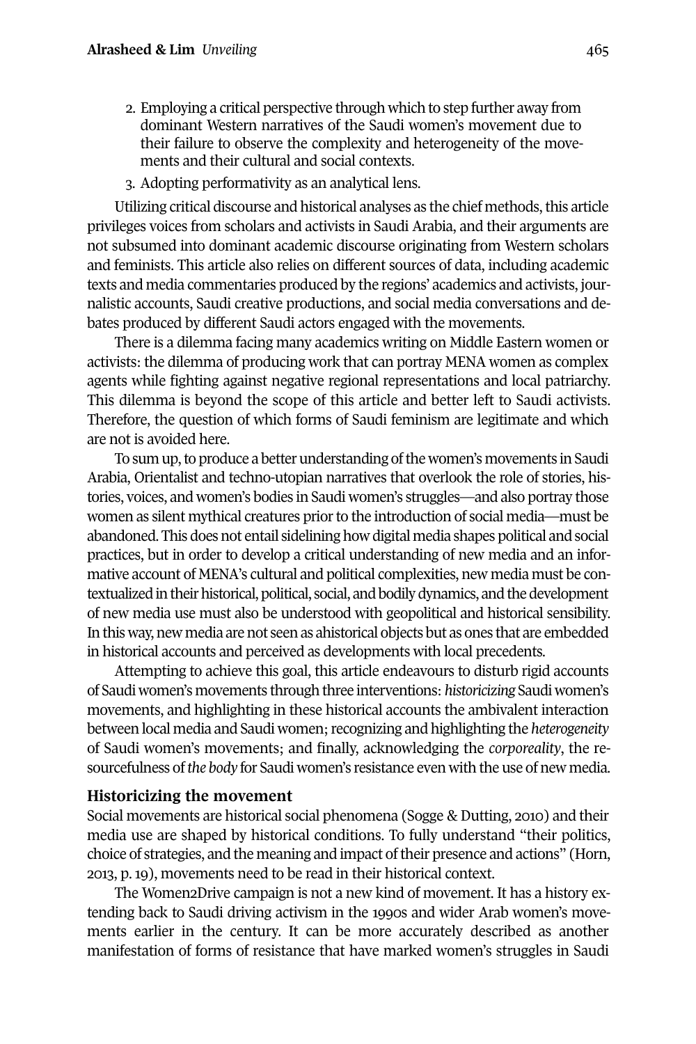2. Employing a critical perspective through which to step further away from dominant Western narratives of the Saudi women's movement due to their failure to observe the complexity and heterogeneity of the movements and their cultural and social contexts.
3. Adopting performativity as an analytical lens.

Utilizing critical discourse and historical analyses as the chief methods, this article privileges voices from scholars and activists in Saudi Arabia, and their arguments are not subsumed into dominant academic discourse originating from Western scholars and feminists. This article also relies on different sources of data, including academic texts and media commentaries produced by the regions' academics and activists, journalistic accounts, Saudi creative productions, and social media conversations and debates produced by different Saudi actors engaged with the movements.

There is a dilemma facing many academics writing on Middle Eastern women or activists: the dilemma of producing work that can portray MENA women as complex agents while fighting against negative regional representations and local patriarchy. This dilemma is beyond the scope of this article and better left to Saudi activists. Therefore, the question of which forms of Saudi feminism are legitimate and which are not is avoided here.

To sum up, to produce a better understanding of the women's movements in Saudi Arabia, Orientalist and techno-utopian narratives that overlook the role of stories, histories, voices, and women's bodies in Saudi women's struggles—and also portray those women as silent mythical creatures prior to the introduction of social media—must be abandoned. This does not entail sidelining how digital media shapes political and social practices, but in order to develop a critical understanding of new media and an informative account of MENA's cultural and political complexities, new media must be contextualized in their historical, political, social, and bodily dynamics, and the development of new media use must also be understood with geopolitical and historical sensibility. In this way, new media are not seen as ahistorical objects but as ones that are embedded in historical accounts and perceived as developments with local precedents.

Attempting to achieve this goal, this article endeavours to disturb rigid accounts of Saudi women's movements through three interventions: *historicizing* Saudi women's movements, and highlighting in these historical accounts the ambivalent interaction between local media and Saudi women; recognizing and highlighting the *heterogeneity* of Saudi women's movements; and finally, acknowledging the *corporeality*, the resourcefulness of *the body* for Saudi women's resistance even with the use of new media.

## Historicizing the movement

Social movements are historical social phenomena (Sogge & Dutting, 2010) and their media use are shaped by historical conditions. To fully understand "their politics, choice of strategies, and the meaning and impact of their presence and actions" (Horn, 2013, p. 19), movements need to be read in their historical context.

The Women2Drive campaign is not a new kind of movement. It has a history extending back to Saudi driving activism in the 1990s and wider Arab women's movements earlier in the century. It can be more accurately described as another manifestation of forms of resistance that have marked women's struggles in Saudi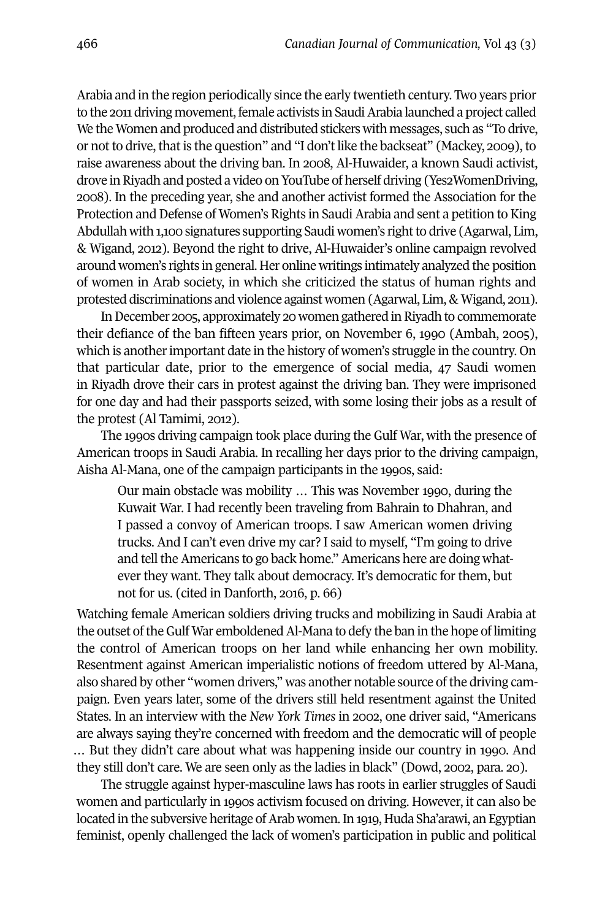Arabia and in the region periodically since the early twentieth century. Two years prior to the 2011 driving movement, female activists in Saudi Arabia launched a project called We the Women and produced and distributed stickers with messages, such as "To drive, or not to drive, that is the question" and "I don't like the backseat" (Mackey, 2009), to raise awareness about the driving ban. In 2008, Al-Huwaider, a known Saudi activist, drove in Riyadh and posted a video on YouTube of herself driving (Yes2WomenDriving, 2008). In the preceding year, she and another activist formed the Association for the Protection and Defense of Women's Rights in Saudi Arabia and sent a petition to King Abdullah with 1,100 signatures supporting Saudi women's right to drive (Agarwal, Lim, & Wigand, 2012). Beyond the right to drive, Al-Huwaider's online campaign revolved around women's rights in general. Her online writings intimately analyzed the position of women in Arab society, in which she criticized the status of human rights and protested discriminations and violence against women (Agarwal, Lim, & Wigand, 2011).

In December 2005, approximately 20 women gathered in Riyadh to commemorate their defiance of the ban fifteen years prior, on November 6, 1990 (Ambah, 2005), which is another important date in the history of women's struggle in the country. On that particular date, prior to the emergence of social media, 47 Saudi women in Riyadh drove their cars in protest against the driving ban. They were imprisoned for one day and had their passports seized, with some losing their jobs as a result of the protest (Al Tamimi, 2012).

The 1990s driving campaign took place during the Gulf War, with the presence of American troops in Saudi Arabia. In recalling her days prior to the driving campaign, Aisha Al-Mana, one of the campaign participants in the 1990s, said:

> Our main obstacle was mobility … This was November 1990, during the Kuwait War. I had recently been traveling from Bahrain to Dhahran, and I passed a convoy of American troops. I saw American women driving trucks. And I can't even drive my car? I said to myself, "I'm going to drive and tell the Americans to go back home." Americans here are doing whatever they want. They talk about democracy. It's democratic for them, but not for us. (cited in Danforth, 2016, p. 66)

Watching female American soldiers driving trucks and mobilizing in Saudi Arabia at the outset of the Gulf War emboldened Al-Mana to defy the ban in the hope of limiting the control of American troops on her land while enhancing her own mobility. Resentment against American imperialistic notions of freedom uttered by Al-Mana, also shared by other "women drivers," was another notable source of the driving campaign. Even years later, some of the drivers still held resentment against the United States. In an interview with the *New York Times* in 2002, one driver said, "Americans are always saying they're concerned with freedom and the democratic will of people … But they didn't care about what was happening inside our country in 1990. And they still don't care. We are seen only as the ladies in black" (Dowd, 2002, para. 20).

The struggle against hyper-masculine laws has roots in earlier struggles of Saudi women and particularly in 1990s activism focused on driving. However, it can also be located in the subversive heritage of Arab women. In 1919, Huda Sha'arawi, an Egyptian feminist, openly challenged the lack of women's participation in public and political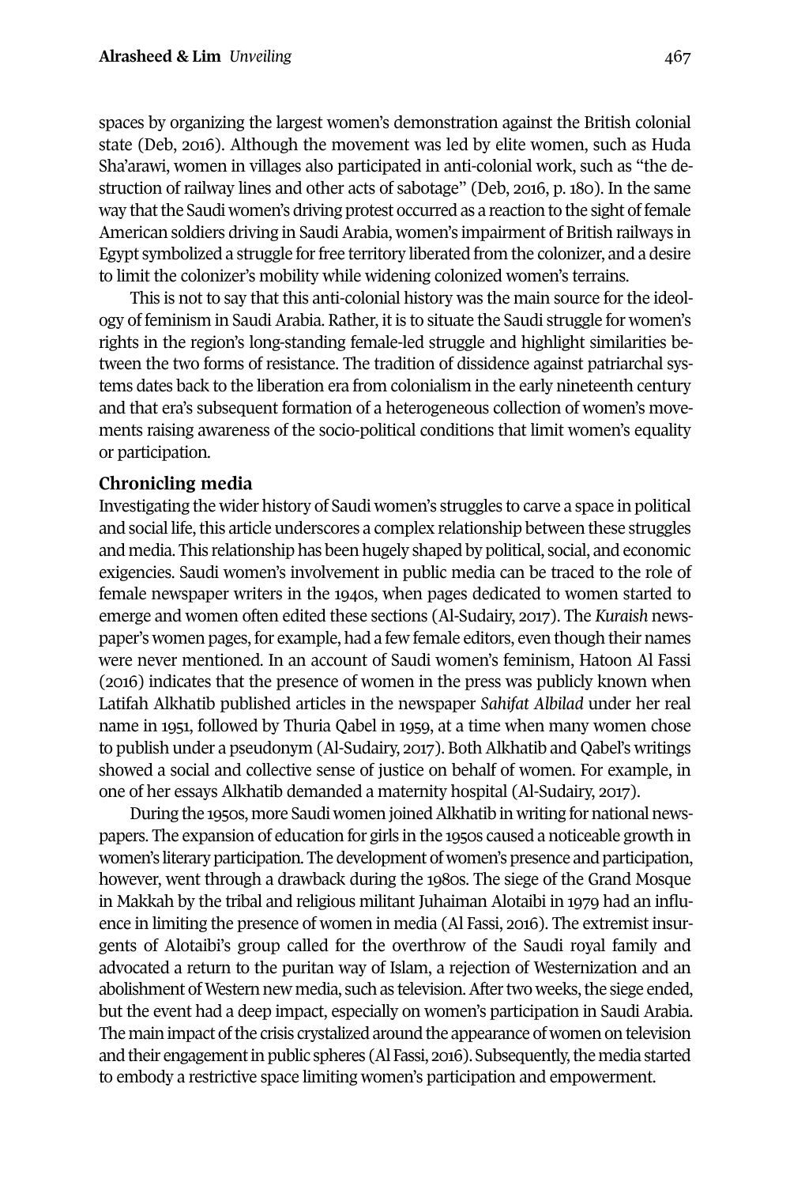spaces by organizing the largest women's demonstration against the British colonial state (Deb, 2016). Although the movement was led by elite women, such as Huda Sha'arawi, women in villages also participated in anti-colonial work, such as "the destruction of railway lines and other acts of sabotage" (Deb, 2016, p. 180). In the same way that the Saudi women's driving protest occurred as a reaction to the sight of female American soldiers driving in Saudi Arabia, women's impairment of British railways in Egypt symbolized a struggle for free territory liberated from the colonizer, and a desire to limit the colonizer's mobility while widening colonized women's terrains.

This is not to say that this anti-colonial history was the main source for the ideology of feminism in Saudi Arabia. Rather, it is to situate the Saudi struggle for women's rights in the region's long-standing female-led struggle and highlight similarities between the two forms of resistance. The tradition of dissidence against patriarchal systems dates back to the liberation era from colonialism in the early nineteenth century and that era's subsequent formation of a heterogeneous collection of women's movements raising awareness of the socio-political conditions that limit women's equality or participation.

## Chronicling media

Investigating the wider history of Saudi women's struggles to carve a space in political and social life, this article underscores a complex relationship between these struggles and media. This relationship has been hugely shaped by political, social, and economic exigencies. Saudi women's involvement in public media can be traced to the role of female newspaper writers in the 1940s, when pages dedicated to women started to emerge and women often edited these sections (Al-Sudairy, 2017). The *Kuraish* newspaper's women pages, for example, had a few female editors, even though their names were never mentioned. In an account of Saudi women's feminism, Hatoon Al Fassi (2016) indicates that the presence of women in the press was publicly known when Latifah Alkhatib published articles in the newspaper *Sahifat Albilad* under her real name in 1951, followed by Thuria Qabel in 1959, at a time when many women chose to publish under a pseudonym (Al-Sudairy, 2017). Both Alkhatib and Qabel's writings showed a social and collective sense of justice on behalf of women. For example, in one of her essays Alkhatib demanded a maternity hospital (Al-Sudairy, 2017).

During the 1950s, more Saudi women joined Alkhatib in writing for national newspapers. The expansion of education for girls in the 1950s caused a noticeable growth in women's literary participation. The development of women's presence and participation, however, went through a drawback during the 1980s. The siege of the Grand Mosque in Makkah by the tribal and religious militant Juhaiman Alotaibi in 1979 had an influence in limiting the presence of women in media (Al Fassi, 2016). The extremist insurgents of Alotaibi's group called for the overthrow of the Saudi royal family and advocated a return to the puritan way of Islam, a rejection of Westernization and an abolishment of Western new media, such as television. After two weeks, the siege ended, but the event had a deep impact, especially on women's participation in Saudi Arabia. The main impact of the crisis crystalized around the appearance of women on television and their engagement in public spheres (Al Fassi, 2016). Subsequently, the media started to embody a restrictive space limiting women's participation and empowerment.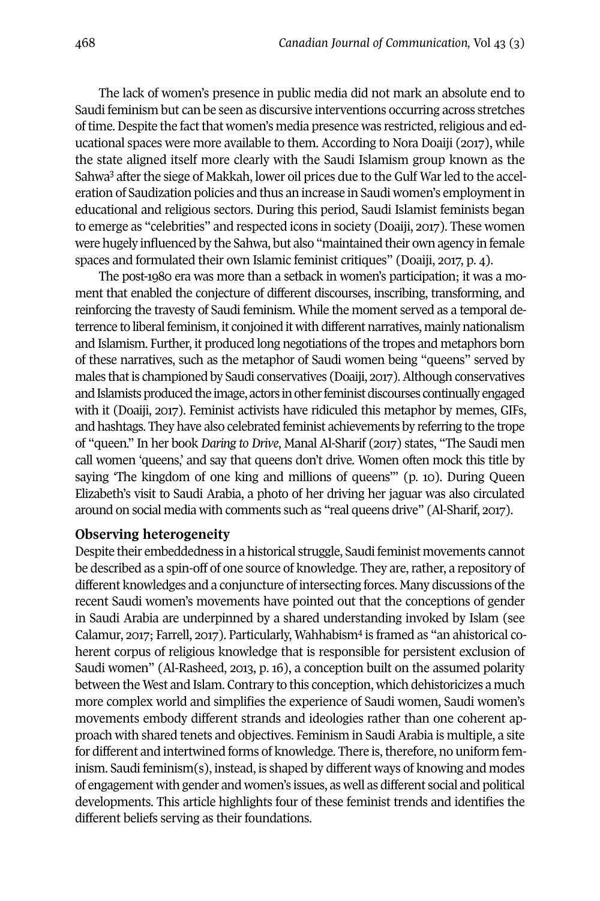The lack of women's presence in public media did not mark an absolute end to Saudi feminism but can be seen as discursive interventions occurring across stretches of time. Despite the fact that women's media presence was restricted, religious and educational spaces were more available to them. According to Nora Doaiji (2017), while the state aligned itself more clearly with the Saudi Islamism group known as the Sahwa[3] after the siege of Makkah, lower oil prices due to the Gulf War led to the acceleration of Saudization policies and thus an increase in Saudi women's employment in educational and religious sectors. During this period, Saudi Islamist feminists began to emerge as "celebrities" and respected icons in society (Doaiji, 2017). These women were hugely influenced by the Sahwa, but also "maintained their own agency in female spaces and formulated their own Islamic feminist critiques" (Doaiji, 2017, p. 4).

The post-1980 era was more than a setback in women's participation; it was a moment that enabled the conjecture of different discourses, inscribing, transforming, and reinforcing the travesty of Saudi feminism. While the moment served as a temporal deterrence to liberal feminism, it conjoined it with different narratives, mainly nationalism and Islamism. Further, it produced long negotiations of the tropes and metaphors born of these narratives, such as the metaphor of Saudi women being "queens" served by males that is championed by Saudi conservatives (Doaiji, 2017). Although conservatives and Islamists produced the image, actors in other feminist discourses continually engaged with it (Doaiji, 2017). Feminist activists have ridiculed this metaphor by memes, GIFs, and hashtags. They have also celebrated feminist achievements by referring to the trope of "queen." In her book *Daring to Drive*, Manal Al-Sharif (2017) states, "The Saudi men call women 'queens,' and say that queens don't drive. Women often mock this title by saying 'The kingdom of one king and millions of queens'" (p. 10). During Queen Elizabeth's visit to Saudi Arabia, a photo of her driving her jaguar was also circulated around on social media with comments such as "real queens drive" (Al-Sharif, 2017).

## Observing heterogeneity

Despite their embeddedness in a historical struggle, Saudi feminist movements cannot be described as a spin-off of one source of knowledge. They are, rather, a repository of different knowledges and a conjuncture of intersecting forces. Many discussions of the recent Saudi women's movements have pointed out that the conceptions of gender in Saudi Arabia are underpinned by a shared understanding invoked by Islam (see Calamur, 2017; Farrell, 2017). Particularly, Wahhabism[4] is framed as "an ahistorical coherent corpus of religious knowledge that is responsible for persistent exclusion of Saudi women" (Al-Rasheed, 2013, p. 16), a conception built on the assumed polarity between the West and Islam. Contrary to this conception, which dehistoricizes a much more complex world and simplifies the experience of Saudi women, Saudi women's movements embody different strands and ideologies rather than one coherent approach with shared tenets and objectives. Feminism in Saudi Arabia is multiple, a site for different and intertwined forms of knowledge. There is, therefore, no uniform feminism. Saudi feminism(s), instead, is shaped by different ways of knowing and modes of engagement with gender and women's issues, as well as different social and political developments. This article highlights four of these feminist trends and identifies the different beliefs serving as their foundations.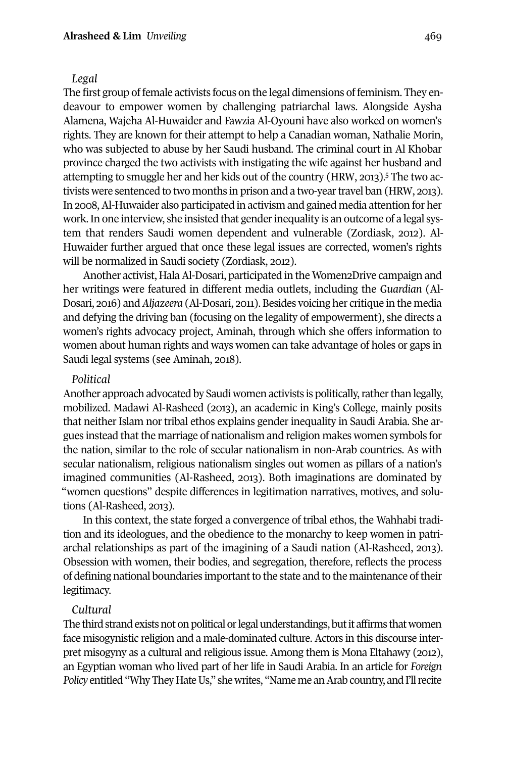*Legal*

The first group of female activists focus on the legal dimensions of feminism. They endeavour to empower women by challenging patriarchal laws. Alongside Aysha Alamena, Wajeha Al-Huwaider and Fawzia Al-Oyouni have also worked on women's rights. They are known for their attempt to help a Canadian woman, Nathalie Morin, who was subjected to abuse by her Saudi husband. The criminal court in Al Khobar province charged the two activists with instigating the wife against her husband and attempting to smuggle her and her kids out of the country (HRW, 2013).[5] The two activists were sentenced to two months in prison and a two-year travel ban (HRW, 2013). In 2008, Al-Huwaider also participated in activism and gained media attention for her work. In one interview, she insisted that gender inequality is an outcome of a legal system that renders Saudi women dependent and vulnerable (Zordiask, 2012). Al-Huwaider further argued that once these legal issues are corrected, women's rights will be normalized in Saudi society (Zordiask, 2012).

Another activist, Hala Al-Dosari, participated in the Women2Drive campaign and her writings were featured in different media outlets, including the *Guardian* (Al-Dosari, 2016) and *Aljazeera* (Al-Dosari, 2011). Besides voicing her critique in the media and defying the driving ban (focusing on the legality of empowerment), she directs a women's rights advocacy project, Aminah, through which she offers information to women about human rights and ways women can take advantage of holes or gaps in Saudi legal systems (see Aminah, 2018).

*Political*

Another approach advocated by Saudi women activists is politically, rather than legally, mobilized. Madawi Al-Rasheed (2013), an academic in King's College, mainly posits that neither Islam nor tribal ethos explains gender inequality in Saudi Arabia. She argues instead that the marriage of nationalism and religion makes women symbols for the nation, similar to the role of secular nationalism in non-Arab countries. As with secular nationalism, religious nationalism singles out women as pillars of a nation's imagined communities (Al-Rasheed, 2013). Both imaginations are dominated by "women questions" despite differences in legitimation narratives, motives, and solutions (Al-Rasheed, 2013).

In this context, the state forged a convergence of tribal ethos, the Wahhabi tradition and its ideologues, and the obedience to the monarchy to keep women in patriarchal relationships as part of the imagining of a Saudi nation (Al-Rasheed, 2013). Obsession with women, their bodies, and segregation, therefore, reflects the process of defining national boundaries important to the state and to the maintenance of their legitimacy.

*Cultural*

The third strand exists not on political or legal understandings, but it affirms that women face misogynistic religion and a male-dominated culture. Actors in this discourse interpret misogyny as a cultural and religious issue. Among them is Mona Eltahawy (2012), an Egyptian woman who lived part of her life in Saudi Arabia. In an article for *Foreign Policy* entitled "Why They Hate Us," she writes, "Name me an Arab country, and I'll recite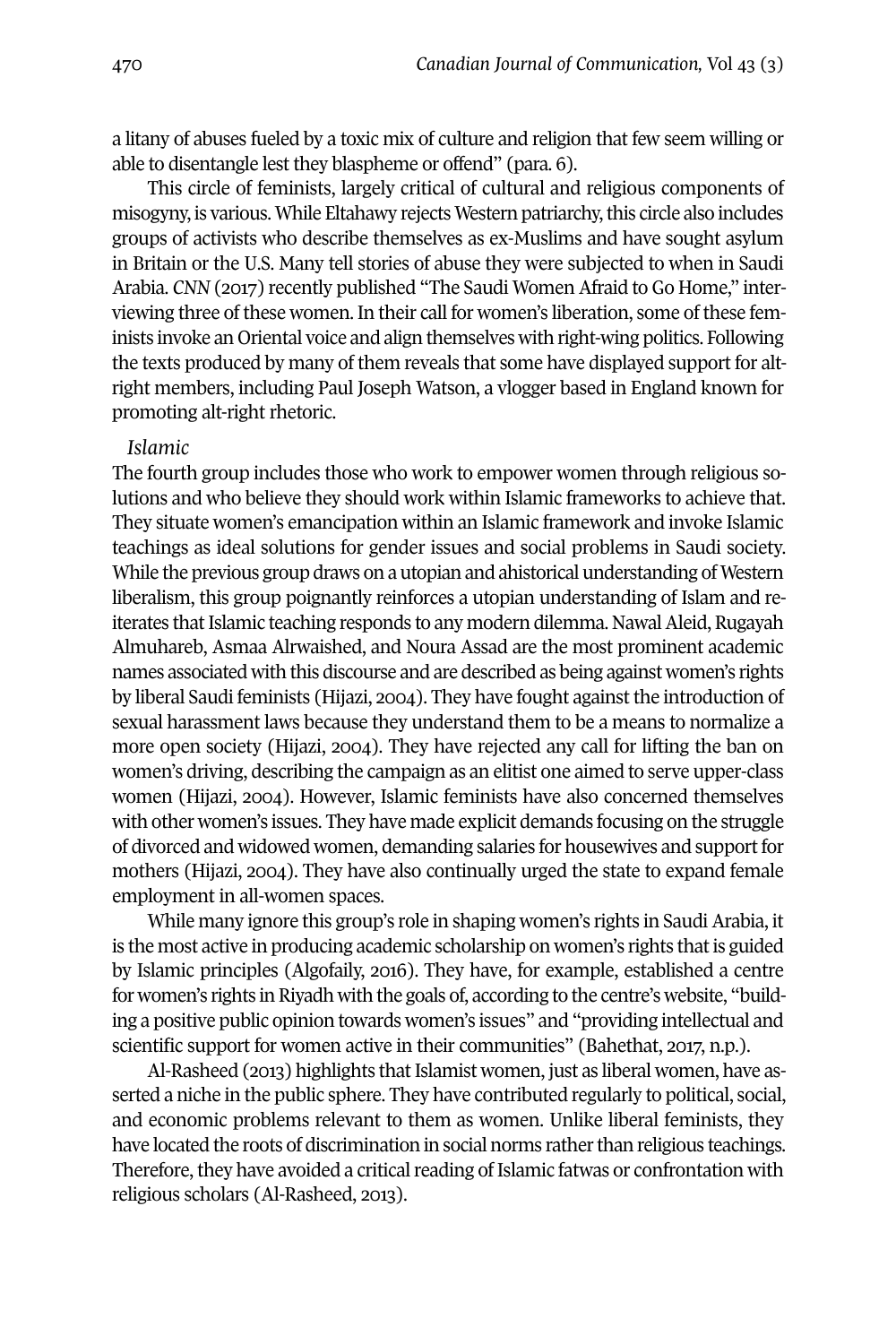a litany of abuses fueled by a toxic mix of culture and religion that few seem willing or able to disentangle lest they blaspheme or offend" (para. 6).

This circle of feminists, largely critical of cultural and religious components of misogyny, is various. While Eltahawy rejects Western patriarchy, this circle also includes groups of activists who describe themselves as ex-Muslims and have sought asylum in Britain or the U.S. Many tell stories of abuse they were subjected to when in Saudi Arabia. *CNN* (2017) recently published "The Saudi Women Afraid to Go Home," interviewing three of these women. In their call for women's liberation, some of these feminists invoke an Oriental voice and align themselves with right-wing politics. Following the texts produced by many of them reveals that some have displayed support for alt-right members, including Paul Joseph Watson, a vlogger based in England known for promoting alt-right rhetoric.

*Islamic*

The fourth group includes those who work to empower women through religious solutions and who believe they should work within Islamic frameworks to achieve that. They situate women's emancipation within an Islamic framework and invoke Islamic teachings as ideal solutions for gender issues and social problems in Saudi society. While the previous group draws on a utopian and ahistorical understanding of Western liberalism, this group poignantly reinforces a utopian understanding of Islam and reiterates that Islamic teaching responds to any modern dilemma. Nawal Aleid, Rugayah Almuhareb, Asmaa Alrwaished, and Noura Assad are the most prominent academic names associated with this discourse and are described as being against women's rights by liberal Saudi feminists (Hijazi, 2004). They have fought against the introduction of sexual harassment laws because they understand them to be a means to normalize a more open society (Hijazi, 2004). They have rejected any call for lifting the ban on women's driving, describing the campaign as an elitist one aimed to serve upper-class women (Hijazi, 2004). However, Islamic feminists have also concerned themselves with other women's issues. They have made explicit demands focusing on the struggle of divorced and widowed women, demanding salaries for housewives and support for mothers (Hijazi, 2004). They have also continually urged the state to expand female employment in all-women spaces.

While many ignore this group's role in shaping women's rights in Saudi Arabia, it is the most active in producing academic scholarship on women's rights that is guided by Islamic principles (Algofaily, 2016). They have, for example, established a centre for women's rights in Riyadh with the goals of, according to the centre's website, "building a positive public opinion towards women's issues" and "providing intellectual and scientific support for women active in their communities" (Bahethat, 2017, n.p.).

Al-Rasheed (2013) highlights that Islamist women, just as liberal women, have asserted a niche in the public sphere. They have contributed regularly to political, social, and economic problems relevant to them as women. Unlike liberal feminists, they have located the roots of discrimination in social norms rather than religious teachings. Therefore, they have avoided a critical reading of Islamic fatwas or confrontation with religious scholars (Al-Rasheed, 2013).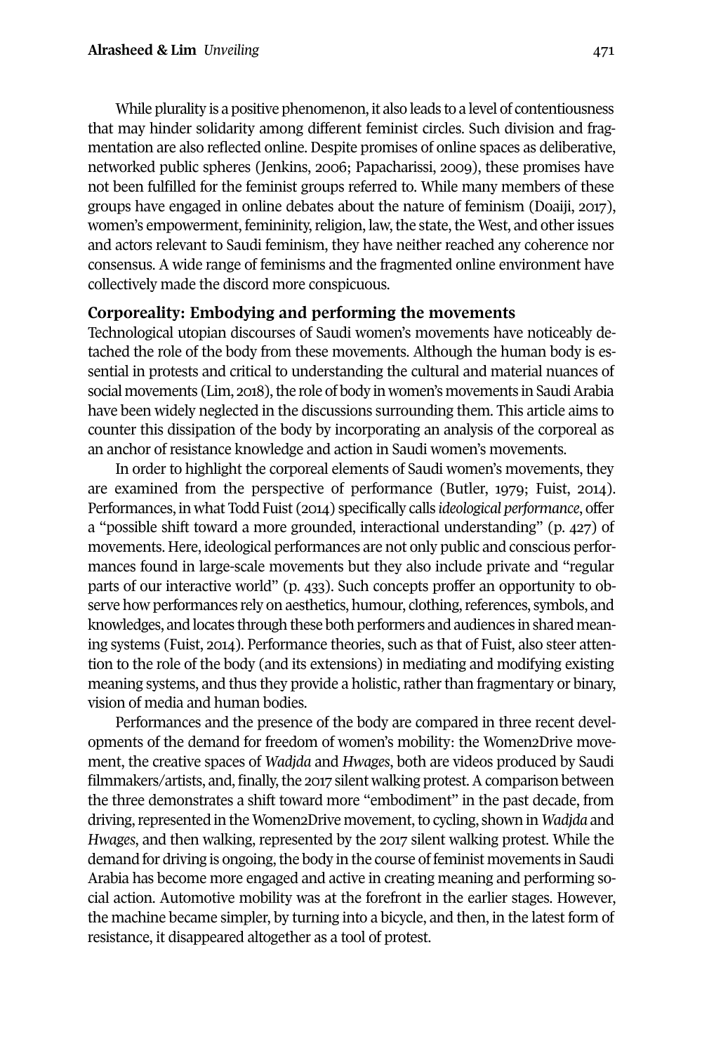While plurality is a positive phenomenon, it also leads to a level of contentiousness that may hinder solidarity among different feminist circles. Such division and fragmentation are also reflected online. Despite promises of online spaces as deliberative, networked public spheres (Jenkins, 2006; Papacharissi, 2009), these promises have not been fulfilled for the feminist groups referred to. While many members of these groups have engaged in online debates about the nature of feminism (Doaiji, 2017), women's empowerment, femininity, religion, law, the state, the West, and other issues and actors relevant to Saudi feminism, they have neither reached any coherence nor consensus. A wide range of feminisms and the fragmented online environment have collectively made the discord more conspicuous.

## Corporeality: Embodying and performing the movements

Technological utopian discourses of Saudi women's movements have noticeably detached the role of the body from these movements. Although the human body is essential in protests and critical to understanding the cultural and material nuances of social movements (Lim, 2018), the role of body in women's movements in Saudi Arabia have been widely neglected in the discussions surrounding them. This article aims to counter this dissipation of the body by incorporating an analysis of the corporeal as an anchor of resistance knowledge and action in Saudi women's movements.

In order to highlight the corporeal elements of Saudi women's movements, they are examined from the perspective of performance (Butler, 1979; Fuist, 2014). Performances, in what Todd Fuist (2014) specifically calls *ideological performance*, offer a "possible shift toward a more grounded, interactional understanding" (p. 427) of movements. Here, ideological performances are not only public and conscious performances found in large-scale movements but they also include private and "regular parts of our interactive world" (p. 433). Such concepts proffer an opportunity to observe how performances rely on aesthetics, humour, clothing, references, symbols, and knowledges, and locates through these both performers and audiences in shared meaning systems (Fuist, 2014). Performance theories, such as that of Fuist, also steer attention to the role of the body (and its extensions) in mediating and modifying existing meaning systems, and thus they provide a holistic, rather than fragmentary or binary, vision of media and human bodies.

Performances and the presence of the body are compared in three recent developments of the demand for freedom of women's mobility: the Women2Drive movement, the creative spaces of *Wadjda* and *Hwages*, both are videos produced by Saudi filmmakers/artists, and, finally, the 2017 silent walking protest. A comparison between the three demonstrates a shift toward more "embodiment" in the past decade, from driving, represented in the Women2Drive movement, to cycling, shown in *Wadjda* and *Hwages*, and then walking, represented by the 2017 silent walking protest. While the demand for driving is ongoing, the body in the course of feminist movements in Saudi Arabia has become more engaged and active in creating meaning and performing social action. Automotive mobility was at the forefront in the earlier stages. However, the machine became simpler, by turning into a bicycle, and then, in the latest form of resistance, it disappeared altogether as a tool of protest.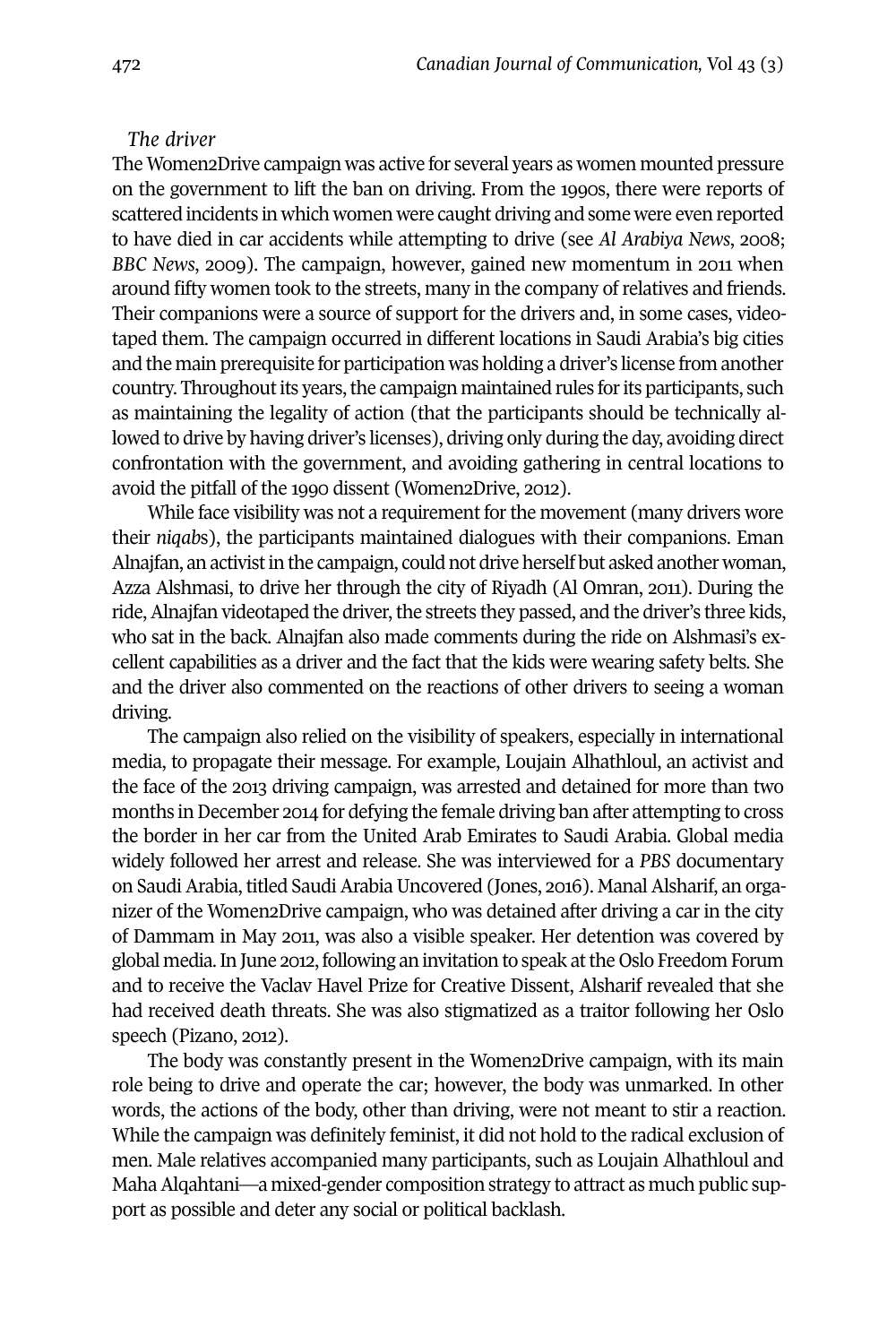*The driver*

The Women2Drive campaign was active for several years as women mounted pressure on the government to lift the ban on driving. From the 1990s, there were reports of scattered incidents in which women were caught driving and some were even reported to have died in car accidents while attempting to drive (see *Al Arabiya News*, 2008; *BBC News*, 2009). The campaign, however, gained new momentum in 2011 when around fifty women took to the streets, many in the company of relatives and friends. Their companions were a source of support for the drivers and, in some cases, videotaped them. The campaign occurred in different locations in Saudi Arabia's big cities and the main prerequisite for participation was holding a driver's license from another country. Throughout its years, the campaign maintained rules for its participants, such as maintaining the legality of action (that the participants should be technically allowed to drive by having driver's licenses), driving only during the day, avoiding direct confrontation with the government, and avoiding gathering in central locations to avoid the pitfall of the 1990 dissent (Women2Drive, 2012).

While face visibility was not a requirement for the movement (many drivers wore their *niqab*s), the participants maintained dialogues with their companions. Eman Alnajfan, an activist in the campaign, could not drive herself but asked another woman, Azza Alshmasi, to drive her through the city of Riyadh (Al Omran, 2011). During the ride, Alnajfan videotaped the driver, the streets they passed, and the driver's three kids, who sat in the back. Alnajfan also made comments during the ride on Alshmasi's excellent capabilities as a driver and the fact that the kids were wearing safety belts. She and the driver also commented on the reactions of other drivers to seeing a woman driving.

The campaign also relied on the visibility of speakers, especially in international media, to propagate their message. For example, Loujain Alhathloul, an activist and the face of the 2013 driving campaign, was arrested and detained for more than two months in December 2014 for defying the female driving ban after attempting to cross the border in her car from the United Arab Emirates to Saudi Arabia. Global media widely followed her arrest and release. She was interviewed for a *PBS* documentary on Saudi Arabia, titled Saudi Arabia Uncovered (Jones, 2016). Manal Alsharif, an organizer of the Women2Drive campaign, who was detained after driving a car in the city of Dammam in May 2011, was also a visible speaker. Her detention was covered by global media. In June 2012, following an invitation to speak at the Oslo Freedom Forum and to receive the Vaclav Havel Prize for Creative Dissent, Alsharif revealed that she had received death threats. She was also stigmatized as a traitor following her Oslo speech (Pizano, 2012).

The body was constantly present in the Women2Drive campaign, with its main role being to drive and operate the car; however, the body was unmarked. In other words, the actions of the body, other than driving, were not meant to stir a reaction. While the campaign was definitely feminist, it did not hold to the radical exclusion of men. Male relatives accompanied many participants, such as Loujain Alhathloul and Maha Alqahtani—a mixed-gender composition strategy to attract as much public support as possible and deter any social or political backlash.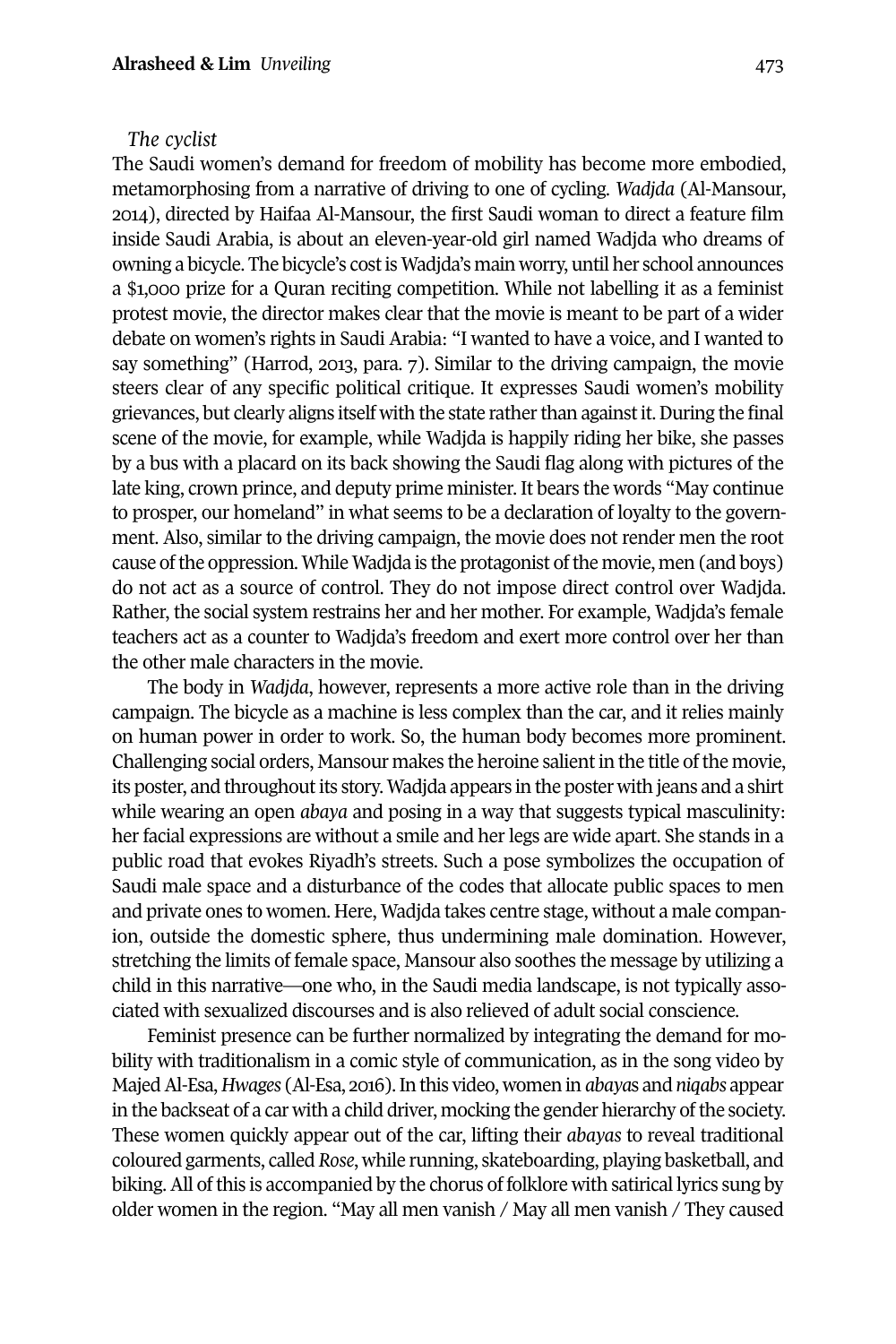*The cyclist*

The Saudi women's demand for freedom of mobility has become more embodied, metamorphosing from a narrative of driving to one of cycling. *Wadjda* (Al-Mansour, 2014), directed by Haifaa Al-Mansour, the first Saudi woman to direct a feature film inside Saudi Arabia, is about an eleven-year-old girl named Wadjda who dreams of owning a bicycle. The bicycle's cost is Wadjda's main worry, until her school announces a $1,000 prize for a Quran reciting competition. While not labelling it as a feminist protest movie, the director makes clear that the movie is meant to be part of a wider debate on women's rights in Saudi Arabia: "I wanted to have a voice, and I wanted to say something" (Harrod, 2013, para. 7). Similar to the driving campaign, the movie steers clear of any specific political critique. It expresses Saudi women's mobility grievances, but clearly aligns itself with the state rather than against it. During the final scene of the movie, for example, while Wadjda is happily riding her bike, she passes by a bus with a placard on its back showing the Saudi flag along with pictures of the late king, crown prince, and deputy prime minister. It bears the words "May continue to prosper, our homeland" in what seems to be a declaration of loyalty to the government. Also, similar to the driving campaign, the movie does not render men the root cause of the oppression. While Wadjda is the protagonist of the movie, men (and boys) do not act as a source of control. They do not impose direct control over Wadjda. Rather, the social system restrains her and her mother. For example, Wadjda's female teachers act as a counter to Wadjda's freedom and exert more control over her than the other male characters in the movie.

The body in *Wadjda*, however, represents a more active role than in the driving campaign. The bicycle as a machine is less complex than the car, and it relies mainly on human power in order to work. So, the human body becomes more prominent. Challenging social orders, Mansour makes the heroine salient in the title of the movie, its poster, and throughout its story. Wadjda appears in the poster with jeans and a shirt while wearing an open *abaya* and posing in a way that suggests typical masculinity: her facial expressions are without a smile and her legs are wide apart. She stands in a public road that evokes Riyadh's streets. Such a pose symbolizes the occupation of Saudi male space and a disturbance of the codes that allocate public spaces to men and private ones to women. Here, Wadjda takes centre stage, without a male companion, outside the domestic sphere, thus undermining male domination. However, stretching the limits of female space, Mansour also soothes the message by utilizing a child in this narrative—one who, in the Saudi media landscape, is not typically associated with sexualized discourses and is also relieved of adult social conscience.

Feminist presence can be further normalized by integrating the demand for mobility with traditionalism in a comic style of communication, as in the song video by Majed Al-Esa, *Hwages* (Al-Esa, 2016). In this video, women in *abaya*s and *niqabs* appear in the backseat of a car with a child driver, mocking the gender hierarchy of the society. These women quickly appear out of the car, lifting their *abayas* to reveal traditional coloured garments, called *Rose*, while running, skateboarding, playing basketball, and biking. All of this is accompanied by the chorus of folklore with satirical lyrics sung by older women in the region. "May all men vanish / May all men vanish / They caused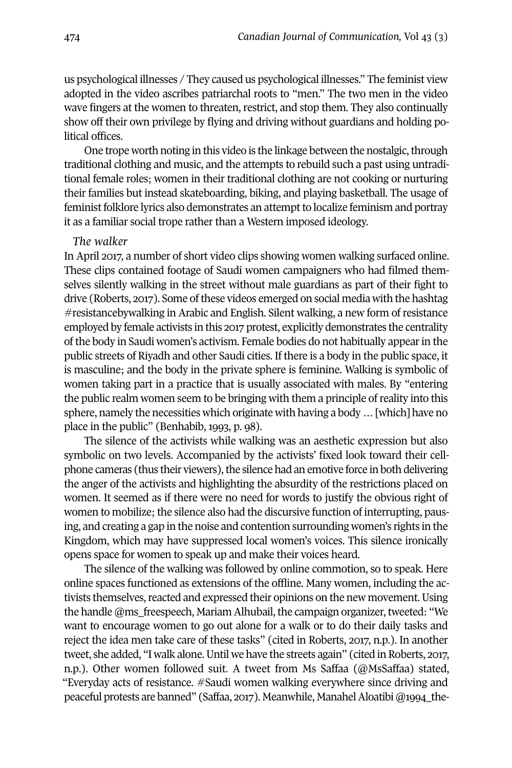us psychological illnesses / They caused us psychological illnesses." The feminist view adopted in the video ascribes patriarchal roots to "men." The two men in the video wave fingers at the women to threaten, restrict, and stop them. They also continually show off their own privilege by flying and driving without guardians and holding political offices.

One trope worth noting in this video is the linkage between the nostalgic, through traditional clothing and music, and the attempts to rebuild such a past using untraditional female roles; women in their traditional clothing are not cooking or nurturing their families but instead skateboarding, biking, and playing basketball. The usage of feminist folklore lyrics also demonstrates an attempt to localize feminism and portray it as a familiar social trope rather than a Western imposed ideology.

### *The walker*

In April 2017, a number of short video clips showing women walking surfaced online. These clips contained footage of Saudi women campaigners who had filmed themselves silently walking in the street without male guardians as part of their fight to drive (Roberts, 2017). Some of these videos emerged on social media with the hashtag #resistancebywalking in Arabic and English. Silent walking, a new form of resistance employed by female activists in this 2017 protest, explicitly demonstrates the centrality of the body in Saudi women's activism. Female bodies do not habitually appear in the public streets of Riyadh and other Saudi cities. If there is a body in the public space, it is masculine; and the body in the private sphere is feminine. Walking is symbolic of women taking part in a practice that is usually associated with males. By "entering the public realm women seem to be bringing with them a principle of reality into this sphere, namely the necessities which originate with having a body … [which] have no place in the public" (Benhabib, 1993, p. 98).

The silence of the activists while walking was an aesthetic expression but also symbolic on two levels. Accompanied by the activists' fixed look toward their cellphone cameras (thus their viewers), the silence had an emotive force in both delivering the anger of the activists and highlighting the absurdity of the restrictions placed on women. It seemed as if there were no need for words to justify the obvious right of women to mobilize; the silence also had the discursive function of interrupting, pausing, and creating a gap in the noise and contention surrounding women's rights in the Kingdom, which may have suppressed local women's voices. This silence ironically opens space for women to speak up and make their voices heard.

The silence of the walking was followed by online commotion, so to speak. Here online spaces functioned as extensions of the offline. Many women, including the activists themselves, reacted and expressed their opinions on the new movement. Using the handle @ms_freespeech, Mariam Alhubail, the campaign organizer, tweeted: "We want to encourage women to go out alone for a walk or to do their daily tasks and reject the idea men take care of these tasks" (cited in Roberts, 2017, n.p.). In another tweet, she added, "I walk alone. Until we have the streets again" (cited in Roberts, 2017, n.p.). Other women followed suit. A tweet from Ms Saffaa (@MsSaffaa) stated, "Everyday acts of resistance. #Saudi women walking everywhere since driving and peaceful protests are banned" (Saffaa, 2017). Meanwhile, Manahel Aloatibi @1994_the-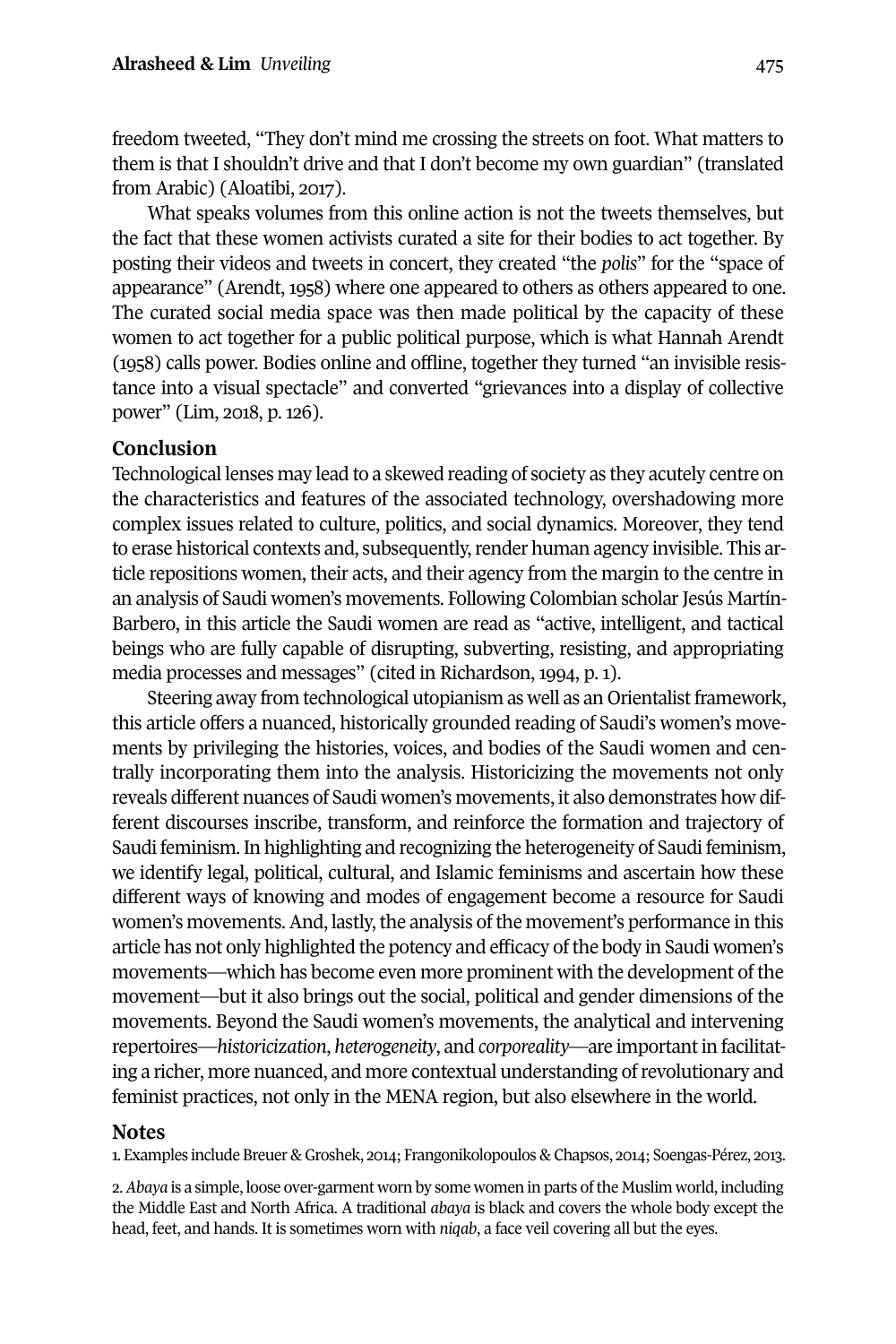freedom tweeted, "They don't mind me crossing the streets on foot. What matters to them is that I shouldn't drive and that I don't become my own guardian" (translated from Arabic) (Aloatibi, 2017).

What speaks volumes from this online action is not the tweets themselves, but the fact that these women activists curated a site for their bodies to act together. By posting their videos and tweets in concert, they created "the *polis*" for the "space of appearance" (Arendt, 1958) where one appeared to others as others appeared to one. The curated social media space was then made political by the capacity of these women to act together for a public political purpose, which is what Hannah Arendt (1958) calls power. Bodies online and offline, together they turned "an invisible resistance into a visual spectacle" and converted "grievances into a display of collective power" (Lim, 2018, p. 126).

## Conclusion

Technological lenses may lead to a skewed reading of society as they acutely centre on the characteristics and features of the associated technology, overshadowing more complex issues related to culture, politics, and social dynamics. Moreover, they tend to erase historical contexts and, subsequently, render human agency invisible. This article repositions women, their acts, and their agency from the margin to the centre in an analysis of Saudi women's movements. Following Colombian scholar Jesús Martín-Barbero, in this article the Saudi women are read as "active, intelligent, and tactical beings who are fully capable of disrupting, subverting, resisting, and appropriating media processes and messages" (cited in Richardson, 1994, p. 1).

Steering away from technological utopianism as well as an Orientalist framework, this article offers a nuanced, historically grounded reading of Saudi's women's movements by privileging the histories, voices, and bodies of the Saudi women and centrally incorporating them into the analysis. Historicizing the movements not only reveals different nuances of Saudi women's movements, it also demonstrates how different discourses inscribe, transform, and reinforce the formation and trajectory of Saudi feminism. In highlighting and recognizing the heterogeneity of Saudi feminism, we identify legal, political, cultural, and Islamic feminisms and ascertain how these different ways of knowing and modes of engagement become a resource for Saudi women's movements. And, lastly, the analysis of the movement's performance in this article has not only highlighted the potency and efficacy of the body in Saudi women's movements—which has become even more prominent with the development of the movement—but it also brings out the social, political and gender dimensions of the movements. Beyond the Saudi women's movements, the analytical and intervening repertoires—*historicization*, *heterogeneity*, and *corporeality*—are important in facilitating a richer, more nuanced, and more contextual understanding of revolutionary and feminist practices, not only in the MENA region, but also elsewhere in the world.

## Notes

1. Examples include Breuer & Groshek, 2014; Frangonikolopoulos & Chapsos, 2014; Soengas-Pérez, 2013.

2. *Abaya* is a simple, loose over-garment worn by some women in parts of the Muslim world, including the Middle East and North Africa. A traditional *abaya* is black and covers the whole body except the head, feet, and hands. It is sometimes worn with *niqab*, a face veil covering all but the eyes.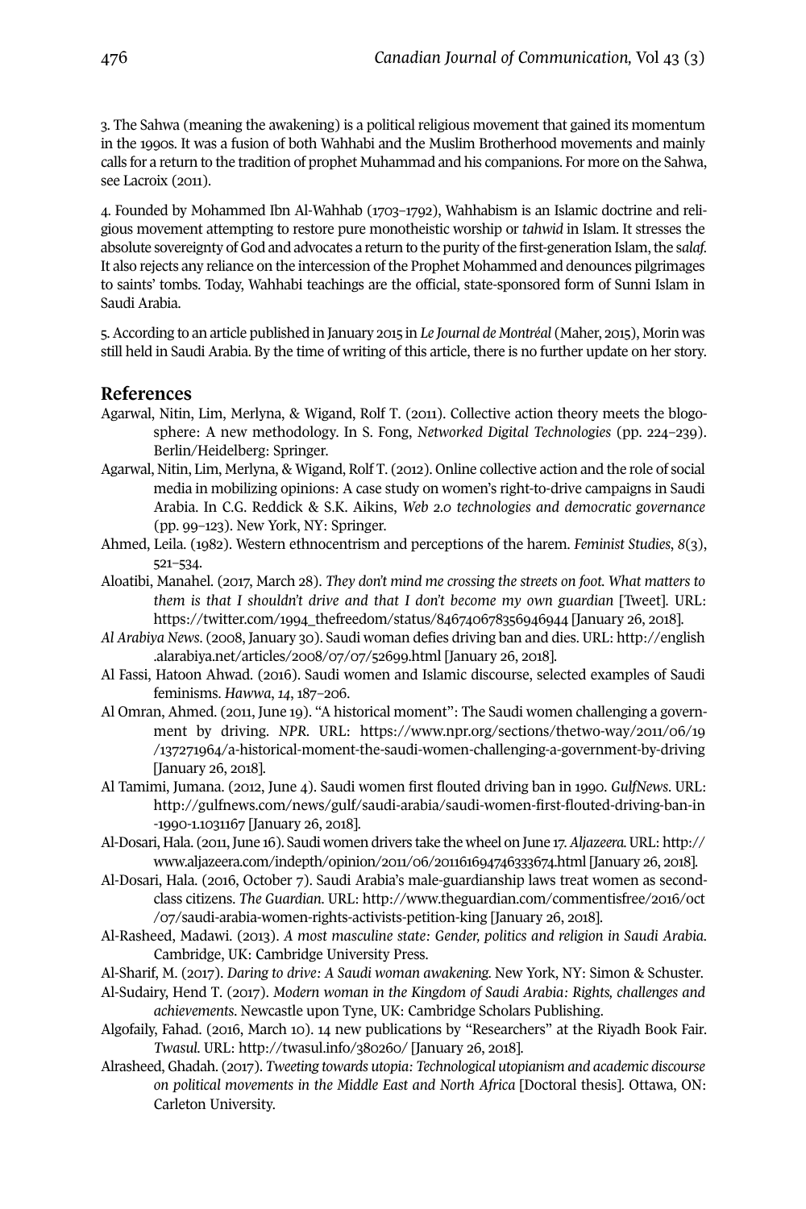3. The Sahwa (meaning the awakening) is a political religious movement that gained its momentum in the 1990s. It was a fusion of both Wahhabi and the Muslim Brotherhood movements and mainly calls for a return to the tradition of prophet Muhammad and his companions. For more on the Sahwa, see Lacroix (2011).

4. Founded by Mohammed Ibn Al-Wahhab (1703–1792), Wahhabism is an Islamic doctrine and religious movement attempting to restore pure monotheistic worship or *tahwid* in Islam. It stresses the absolute sovereignty of God and advocates a return to the purity of the first-generation Islam, the *salaf*. It also rejects any reliance on the intercession of the Prophet Mohammed and denounces pilgrimages to saints' tombs. Today, Wahhabi teachings are the official, state-sponsored form of Sunni Islam in Saudi Arabia.

5. According to an article published in January 2015 in *Le Journal de Montréal* (Maher, 2015), Morin was still held in Saudi Arabia. By the time of writing of this article, there is no further update on her story.

## References

Agarwal, Nitin, Lim, Merlyna, & Wigand, Rolf T. (2011). Collective action theory meets the blogosphere: A new methodology. In S. Fong, *Networked Digital Technologies* (pp. 224–239). Berlin/Heidelberg: Springer.

Agarwal, Nitin, Lim, Merlyna, & Wigand, Rolf T. (2012). Online collective action and the role of social media in mobilizing opinions: A case study on women's right-to-drive campaigns in Saudi Arabia. In C.G. Reddick & S.K. Aikins, *Web 2.0 technologies and democratic governance* (pp. 99–123). New York, NY: Springer.

Ahmed, Leila. (1982). Western ethnocentrism and perceptions of the harem. *Feminist Studies*, *8*(3), 521–534.

Aloatibi, Manahel. (2017, March 28). *They don't mind me crossing the streets on foot. What matters to them is that I shouldn't drive and that I don't become my own guardian* [Tweet]. URL: https://twitter.com/1994_thefreedom/status/846740678356946944 [January 26, 2018].

*Al Arabiya News*. (2008, January 30). Saudi woman defies driving ban and dies. URL: http://english.alarabiya.net/articles/2008/07/07/52699.html [January 26, 2018].

Al Fassi, Hatoon Ahwad. (2016). Saudi women and Islamic discourse, selected examples of Saudi feminisms. *Hawwa*, *14*, 187–206.

Al Omran, Ahmed. (2011, June 19). "A historical moment": The Saudi women challenging a government by driving. *NPR*. URL: https://www.npr.org/sections/thetwo-way/2011/06/19/137271964/a-historical-moment-the-saudi-women-challenging-a-government-by-driving [January 26, 2018].

Al Tamimi, Jumana. (2012, June 4). Saudi women first flouted driving ban in 1990. *GulfNews*. URL: http://gulfnews.com/news/gulf/saudi-arabia/saudi-women-first-flouted-driving-ban-in-1990-1.1031167 [January 26, 2018].

Al-Dosari, Hala. (2011, June 16). Saudi women drivers take the wheel on June 17. *Aljazeera*. URL: http://www.aljazeera.com/indepth/opinion/2011/06/201161694746333674.html [January 26, 2018].

Al-Dosari, Hala. (2016, October 7). Saudi Arabia's male-guardianship laws treat women as second-class citizens. *The Guardian*. URL: http://www.theguardian.com/commentisfree/2016/oct/07/saudi-arabia-women-rights-activists-petition-king [January 26, 2018].

Al-Rasheed, Madawi. (2013). *A most masculine state: Gender, politics and religion in Saudi Arabia*. Cambridge, UK: Cambridge University Press.

Al-Sharif, M. (2017). *Daring to drive: A Saudi woman awakening*. New York, NY: Simon & Schuster.

Al-Sudairy, Hend T. (2017). *Modern woman in the Kingdom of Saudi Arabia: Rights, challenges and achievements*. Newcastle upon Tyne, UK: Cambridge Scholars Publishing.

Algofaily, Fahad. (2016, March 10). 14 new publications by "Researchers" at the Riyadh Book Fair. *Twasul*. URL: http://twasul.info/380260/ [January 26, 2018].

Alrasheed, Ghadah. (2017). *Tweeting towards utopia: Technological utopianism and academic discourse on political movements in the Middle East and North Africa* [Doctoral thesis]. Ottawa, ON: Carleton University.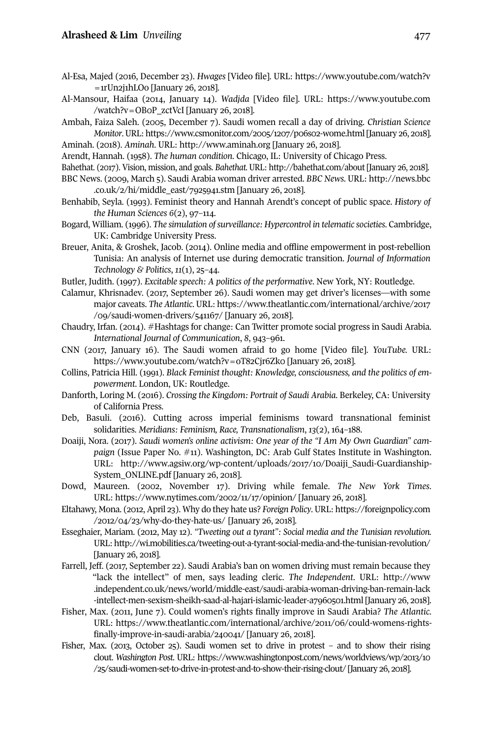Al-Esa, Majed (2016, December 23). *Hwages* [Video file]. URL: https://www.youtube.com/watch?v=1rUn2j1hLO0 [January 26, 2018].

Al-Mansour, Haifaa (2014, January 14). *Wadjda* [Video file]. URL: https://www.youtube.com/watch?v=OB0P_zctVcI [January 26, 2018].

Ambah, Faiza Saleh. (2005, December 7). Saudi women recall a day of driving. *Christian Science Monitor*. URL: https://www.csmonitor.com/2005/1207/p06s02-wome.html [January 26, 2018].

Aminah. (2018). *Aminah*. URL: http://www.aminah.org [January 26, 2018].

Arendt, Hannah. (1958). *The human condition*. Chicago, IL: University of Chicago Press.

Bahethat. (2017). Vision, mission, and goals. *Bahethat*. URL: http://bahethat.com/about [January 26, 2018].

BBC News. (2009, March 5). Saudi Arabia woman driver arrested. *BBC News*. URL: http://news.bbc.co.uk/2/hi/middle_east/7925941.stm [January 26, 2018].

Benhabib, Seyla. (1993). Feminist theory and Hannah Arendt's concept of public space. *History of the Human Sciences 6*(2), 97–114.

Bogard, William. (1996). *The simulation of surveillance: Hypercontrol in telematic societies*. Cambridge, UK: Cambridge University Press.

Breuer, Anita, & Groshek, Jacob. (2014). Online media and offline empowerment in post-rebellion Tunisia: An analysis of Internet use during democratic transition. *Journal of Information Technology & Politics*, *11*(1), 25–44.

Butler, Judith. (1997). *Excitable speech: A politics of the performative*. New York, NY: Routledge.

Calamur, Khrisnadev. (2017, September 26). Saudi women may get driver's licenses—with some major caveats. *The Atlantic*. URL: https://www.theatlantic.com/international/archive/2017/09/saudi-women-drivers/541167/ [January 26, 2018].

Chaudry, Irfan. (2014). #Hashtags for change: Can Twitter promote social progress in Saudi Arabia. *International Journal of Communication*, *8*, 943–961.

CNN (2017, January 16). The Saudi women afraid to go home [Video file]. *YouTube*. URL: https://www.youtube.com/watch?v=oT82Cjr6Zko [January 26, 2018].

Collins, Patricia Hill. (1991). *Black Feminist thought: Knowledge, consciousness, and the politics of empowerment*. London, UK: Routledge.

Danforth, Loring M. (2016). *Crossing the Kingdom: Portrait of Saudi Arabia*. Berkeley, CA: University of California Press.

Deb, Basuli. (2016). Cutting across imperial feminisms toward transnational feminist solidarities. *Meridians: Feminism, Race, Transnationalism*, *13*(2), 164–188.

Doaiji, Nora. (2017). *Saudi women's online activism: One year of the "I Am My Own Guardian" campaign* (Issue Paper No. #11). Washington, DC: Arab Gulf States Institute in Washington. URL: http://www.agsiw.org/wp-content/uploads/2017/10/Doaiji_Saudi-Guardianship-System_ONLINE.pdf [January 26, 2018].

Dowd, Maureen. (2002, November 17). Driving while female. *The New York Times*. URL: https://www.nytimes.com/2002/11/17/opinion/ [January 26, 2018].

Eltahawy, Mona. (2012, April 23). Why do they hate us? *Foreign Policy*. URL: https://foreignpolicy.com/2012/04/23/why-do-they-hate-us/ [January 26, 2018].

Esseghaier, Mariam. (2012, May 12). *"Tweeting out a tyrant": Social media and the Tunisian revolution*. URL: http://wi.mobilities.ca/tweeting-out-a-tyrant-social-media-and-the-tunisian-revolution/ [January 26, 2018].

Farrell, Jeff. (2017, September 22). Saudi Arabia's ban on women driving must remain because they "lack the intellect" of men, says leading cleric. *The Independent*. URL: http://www.independent.co.uk/news/world/middle-east/saudi-arabia-woman-driving-ban-remain-lack-intellect-men-sexism-sheikh-saad-al-hajari-islamic-leader-a7960501.html [January 26, 2018].

Fisher, Max. (2011, June 7). Could women's rights finally improve in Saudi Arabia? *The Atlantic*. URL: https://www.theatlantic.com/international/archive/2011/06/could-womens-rights-finally-improve-in-saudi-arabia/240041/ [January 26, 2018].

Fisher, Max. (2013, October 25). Saudi women set to drive in protest – and to show their rising clout. *Washington Post*. URL: https://www.washingtonpost.com/news/worldviews/wp/2013/10/25/saudi-women-set-to-drive-in-protest-and-to-show-their-rising-clout/ [January 26, 2018].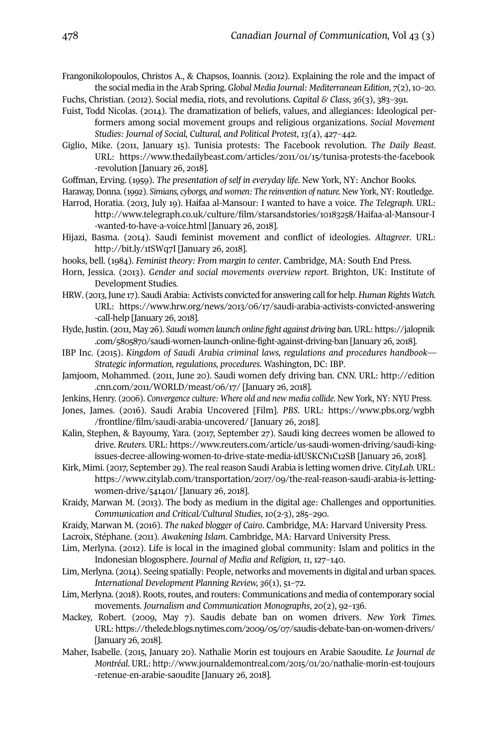Frangonikolopoulos, Christos A., & Chapsos, Ioannis. (2012). Explaining the role and the impact of the social media in the Arab Spring. *Global Media Journal: Mediterranean Edition*, *7*(2), 10–20.

Fuchs, Christian. (2012). Social media, riots, and revolutions. *Capital & Class*, *36*(3), 383–391.

Fuist, Todd Nicolas. (2014). The dramatization of beliefs, values, and allegiances: Ideological performers among social movement groups and religious organizations. *Social Movement Studies: Journal of Social, Cultural, and Political Protest*, *13*(4), 427–442.

Giglio, Mike. (2011, January 15). Tunisia protests: The Facebook revolution. *The Daily Beast*. URL: https://www.thedailybeast.com/articles/2011/01/15/tunisa-protests-the-facebook-revolution [January 26, 2018].

Goffman, Erving. (1959). *The presentation of self in everyday life*. New York, NY: Anchor Books.

Haraway, Donna. (1992). *Simians, cyborgs, and women: The reinvention of nature*. New York, NY: Routledge.

Harrod, Horatia. (2013, July 19). Haifaa al-Mansour: I wanted to have a voice. *The Telegraph*. URL: http://www.telegraph.co.uk/culture/film/starsandstories/10183258/Haifaa-al-Mansour-I-wanted-to-have-a-voice.html [January 26, 2018].

Hijazi, Basma. (2014). Saudi feminist movement and conflict of ideologies. *Altagreer*. URL: http://bit.ly/1tSWq7I [January 26, 2018].

hooks, bell. (1984). *Feminist theory: From margin to center*. Cambridge, MA: South End Press.

Horn, Jessica. (2013). *Gender and social movements overview report*. Brighton, UK: Institute of Development Studies.

HRW. (2013, June 17). Saudi Arabia: Activists convicted for answering call for help. *Human Rights Watch*. URL: https://www.hrw.org/news/2013/06/17/saudi-arabia-activists-convicted-answering-call-help [January 26, 2018].

Hyde, Justin. (2011, May 26). *Saudi women launch online fight against driving ban*. URL: https://jalopnik.com/5805870/saudi-women-launch-online-fight-against-driving-ban [January 26, 2018].

IBP Inc. (2015). *Kingdom of Saudi Arabia criminal laws, regulations and procedures handbook—Strategic information, regulations, procedures*. Washington, DC: IBP.

Jamjoom, Mohammed. (2011, June 20). Saudi women defy driving ban. *CNN*. URL: http://edition.cnn.com/2011/WORLD/meast/06/17/ [January 26, 2018].

Jenkins, Henry. (2006). *Convergence culture: Where old and new media collide*. New York, NY: NYU Press.

Jones, James. (2016). Saudi Arabia Uncovered [Film]. *PBS*. URL: https://www.pbs.org/wgbh/frontline/film/saudi-arabia-uncovered/ [January 26, 2018].

Kalin, Stephen, & Bayoumy, Yara. (2017, September 27). Saudi king decrees women be allowed to drive. *Reuters*. URL: https://www.reuters.com/article/us-saudi-women-driving/saudi-king-issues-decree-allowing-women-to-drive-state-media-idUSKCN1C12SB [January 26, 2018].

Kirk, Mimi. (2017, September 29). The real reason Saudi Arabia is letting women drive. *CityLab*. URL: https://www.citylab.com/transportation/2017/09/the-real-reason-saudi-arabia-is-letting-women-drive/541401/ [January 26, 2018].

Kraidy, Marwan M. (2013). The body as medium in the digital age: Challenges and opportunities. *Communication and Critical/Cultural Studies*, *10*(2-3), 285–290.

Kraidy, Marwan M. (2016). *The naked blogger of Cairo*. Cambridge, MA: Harvard University Press.

Lacroix, Stéphane. (2011). *Awakening Islam*. Cambridge, MA: Harvard University Press.

Lim, Merlyna. (2012). Life is local in the imagined global community: Islam and politics in the Indonesian blogosphere. *Journal of Media and Religion, 11*, 127–140.

Lim, Merlyna. (2014). Seeing spatially: People, networks and movements in digital and urban spaces. *International Development Planning Review, 36*(1), 51–72.

Lim, Merlyna. (2018). Roots, routes, and routers: Communications and media of contemporary social movements. *Journalism and Communication Monographs*, *20*(2), 92–136.

Mackey, Robert. (2009, May 7). Saudis debate ban on women drivers. *New York Times*. URL: https://thelede.blogs.nytimes.com/2009/05/07/saudis-debate-ban-on-women-drivers/ [January 26, 2018].

Maher, Isabelle. (2015, January 20). Nathalie Morin est toujours en Arabie Saoudite. *Le Journal de Montréal*. URL: http://www.journaldemontreal.com/2015/01/20/nathalie-morin-est-toujours-retenue-en-arabie-saoudite [January 26, 2018].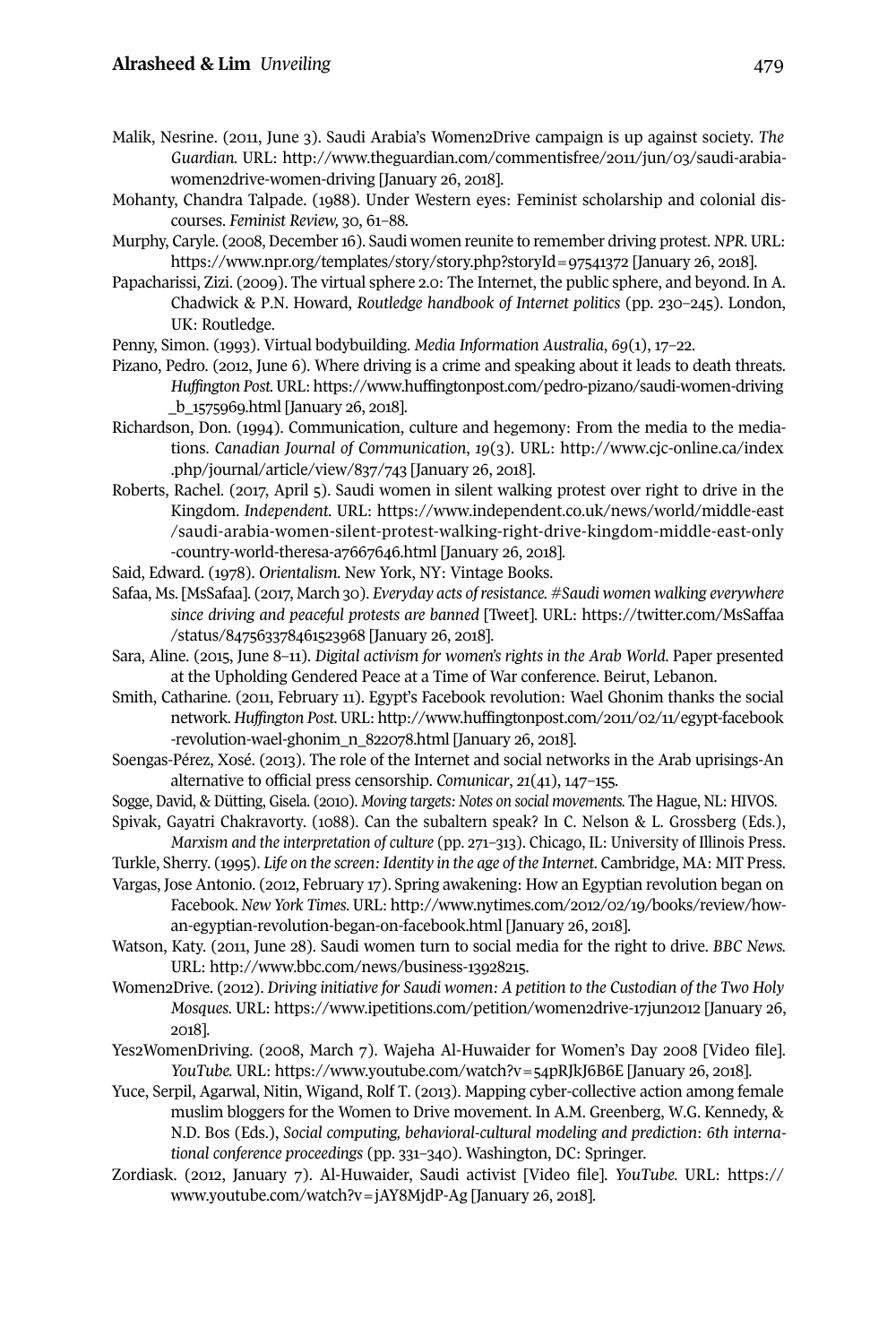Malik, Nesrine. (2011, June 3). Saudi Arabia's Women2Drive campaign is up against society. *The Guardian.* URL: http://www.theguardian.com/commentisfree/2011/jun/03/saudi-arabia-women2drive-women-driving [January 26, 2018].

Mohanty, Chandra Talpade. (1988). Under Western eyes: Feminist scholarship and colonial discourses. *Feminist Review,* 30, 61–88.

Murphy, Caryle. (2008, December 16). Saudi women reunite to remember driving protest. *NPR.* URL: https://www.npr.org/templates/story/story.php?storyId=97541372 [January 26, 2018].

Papacharissi, Zizi. (2009). The virtual sphere 2.0: The Internet, the public sphere, and beyond. In A. Chadwick & P.N. Howard, *Routledge handbook of Internet politics* (pp. 230–245). London, UK: Routledge.

Penny, Simon. (1993). Virtual bodybuilding. *Media Information Australia*, *69*(1), 17–22.

Pizano, Pedro. (2012, June 6). Where driving is a crime and speaking about it leads to death threats. *Huffington Post.* URL: https://www.huffingtonpost.com/pedro-pizano/saudi-women-driving_b_1575969.html [January 26, 2018].

Richardson, Don. (1994). Communication, culture and hegemony: From the media to the mediations. *Canadian Journal of Communication*, *19*(3). URL: http://www.cjc-online.ca/index.php/journal/article/view/837/743 [January 26, 2018].

Roberts, Rachel. (2017, April 5). Saudi women in silent walking protest over right to drive in the Kingdom. *Independent.* URL: https://www.independent.co.uk/news/world/middle-east/saudi-arabia-women-silent-protest-walking-right-drive-kingdom-middle-east-only-country-world-theresa-a7667646.html [January 26, 2018].

Said, Edward. (1978). *Orientalism.* New York, NY: Vintage Books.

Safaa, Ms. [MsSafaa]. (2017, March 30). *Everyday acts of resistance. #Saudi women walking everywhere since driving and peaceful protests are banned* [Tweet]. URL: https://twitter.com/MsSaffaa/status/847563378461523968 [January 26, 2018].

Sara, Aline. (2015, June 8–11). *Digital activism for women's rights in the Arab World.* Paper presented at the Upholding Gendered Peace at a Time of War conference. Beirut, Lebanon.

Smith, Catharine. (2011, February 11). Egypt's Facebook revolution: Wael Ghonim thanks the social network. *Huffington Post.* URL: http://www.huffingtonpost.com/2011/02/11/egypt-facebook-revolution-wael-ghonim_n_822078.html [January 26, 2018].

Soengas-Pérez, Xosé. (2013). The role of the Internet and social networks in the Arab uprisings-An alternative to official press censorship. *Comunicar*, *21*(41), 147–155.

Sogge, David, & Dütting, Gisela. (2010). *Moving targets: Notes on social movements.* The Hague, NL: HIVOS.

Spivak, Gayatri Chakravorty. (1088). Can the subaltern speak? In C. Nelson & L. Grossberg (Eds.), *Marxism and the interpretation of culture* (pp. 271–313). Chicago, IL: University of Illinois Press.

Turkle, Sherry. (1995). *Life on the screen: Identity in the age of the Internet.* Cambridge, MA: MIT Press.

Vargas, Jose Antonio. (2012, February 17). Spring awakening: How an Egyptian revolution began on Facebook. *New York Times.* URL: http://www.nytimes.com/2012/02/19/books/review/how-an-egyptian-revolution-began-on-facebook.html [January 26, 2018].

Watson, Katy. (2011, June 28). Saudi women turn to social media for the right to drive. *BBC News.* URL: http://www.bbc.com/news/business-13928215.

Women2Drive. (2012). *Driving initiative for Saudi women: A petition to the Custodian of the Two Holy Mosques.* URL: https://www.ipetitions.com/petition/women2drive-17jun2012 [January 26, 2018].

Yes2WomenDriving. (2008, March 7). Wajeha Al-Huwaider for Women's Day 2008 [Video file]. *YouTube.* URL: https://www.youtube.com/watch?v=54pRJkJ6B6E [January 26, 2018].

Yuce, Serpil, Agarwal, Nitin, Wigand, Rolf T. (2013). Mapping cyber-collective action among female muslim bloggers for the Women to Drive movement. In A.M. Greenberg, W.G. Kennedy, & N.D. Bos (Eds.), *Social computing, behavioral-cultural modeling and prediction: 6th international conference proceedings* (pp. 331–340). Washington, DC: Springer.

Zordiask. (2012, January 7). Al-Huwaider, Saudi activist [Video file]. *YouTube.* URL: https://www.youtube.com/watch?v=jAY8MjdP-Ag [January 26, 2018].